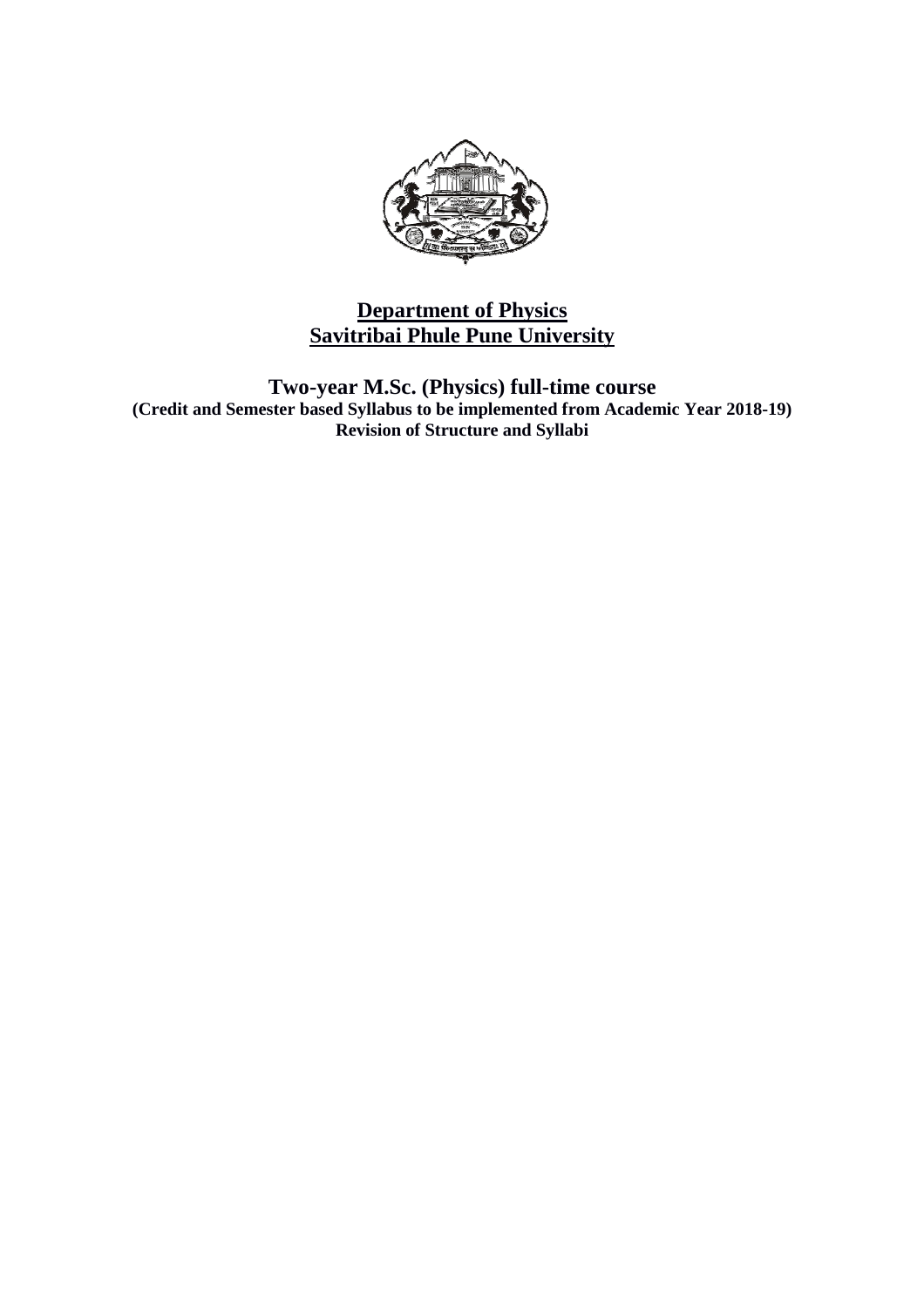# Department of Physics
# Savitribai Phule Pune University

## Two-year M.Sc. (Physics) full-time course

**(Credit and Semester based Syllabus to be implemented from Academic Year 2018-19)**

**Revision of Structure and Syllabi**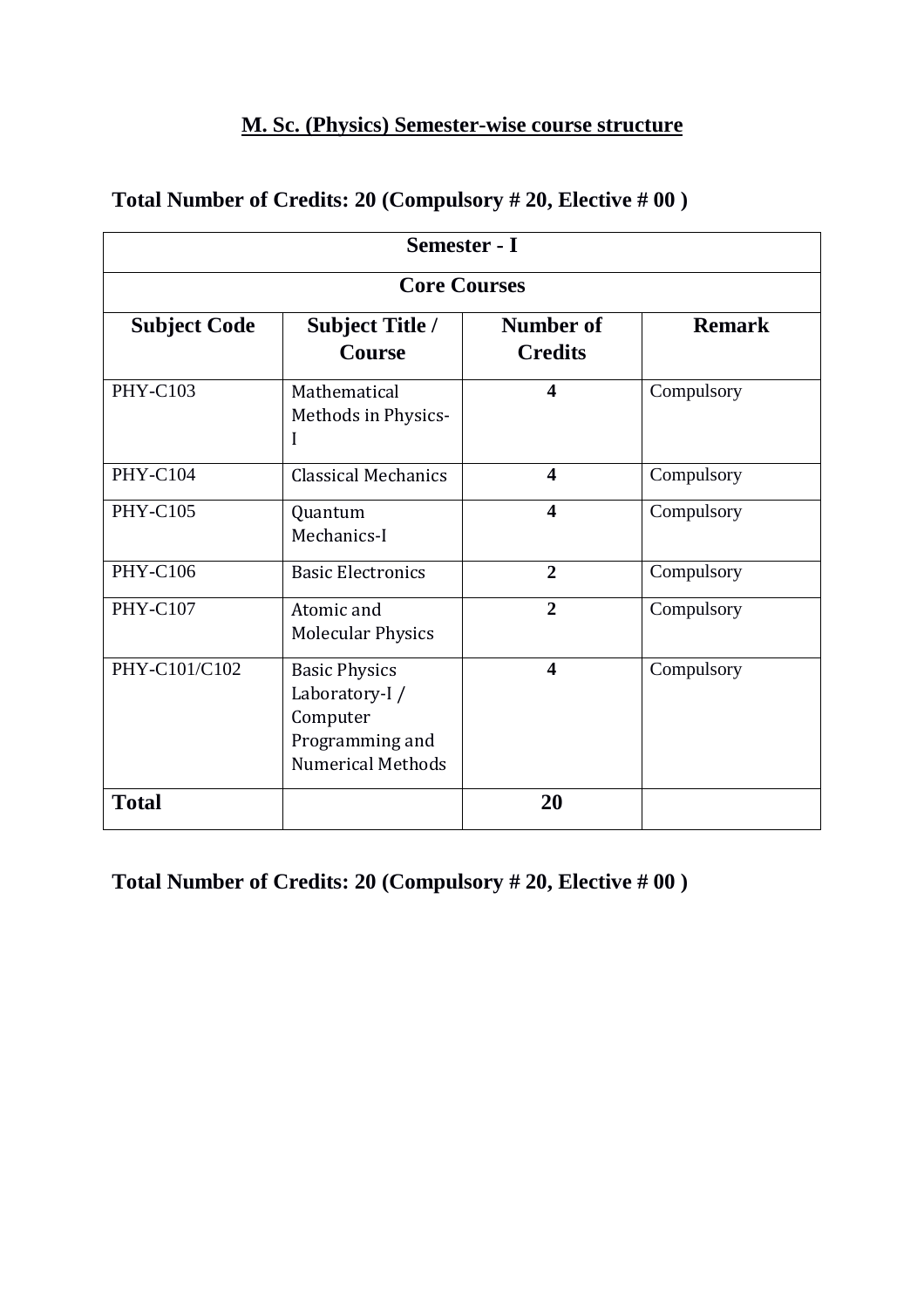# M. Sc. (Physics) Semester-wise course structure

**Total Number of Credits: 20 (Compulsory # 20, Elective # 00 )**

| Semester - I | | | |
|---|---|---|---|
| **Core Courses** | | | |
| **Subject Code** | **Subject Title / Course** | **Number of Credits** | **Remark** |
| PHY-C103 | Mathematical Methods in Physics-I | **4** | Compulsory |
| PHY-C104 | Classical Mechanics | **4** | Compulsory |
| PHY-C105 | Quantum Mechanics-I | **4** | Compulsory |
| PHY-C106 | Basic Electronics | **2** | Compulsory |
| PHY-C107 | Atomic and Molecular Physics | **2** | Compulsory |
| PHY-C101/C102 | Basic Physics Laboratory-I / Computer Programming and Numerical Methods | **4** | Compulsory |
| **Total** | | **20** | |

**Total Number of Credits: 20 (Compulsory # 20, Elective # 00 )**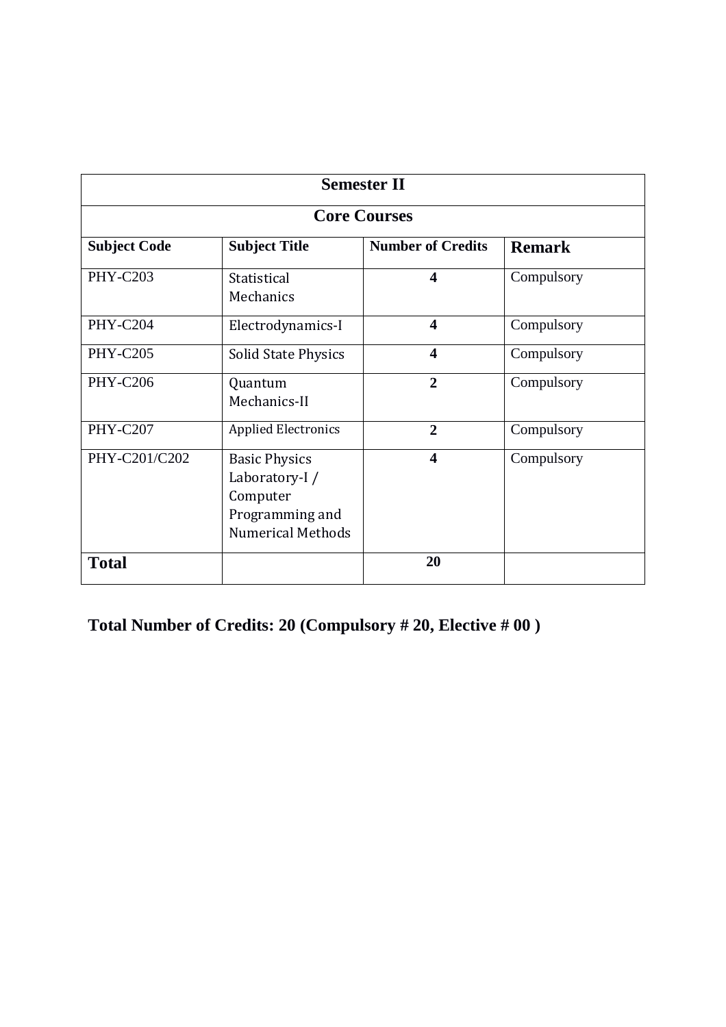| Semester II | | | |
|---|---|---|---|
| **Core Courses** | | | |
| **Subject Code** | **Subject Title** | **Number of Credits** | **Remark** |
| PHY-C203 | Statistical Mechanics | **4** | Compulsory |
| PHY-C204 | Electrodynamics-I | **4** | Compulsory |
| PHY-C205 | Solid State Physics | **4** | Compulsory |
| PHY-C206 | Quantum Mechanics-II | **2** | Compulsory |
| PHY-C207 | Applied Electronics | **2** | Compulsory |
| PHY-C201/C202 | Basic Physics Laboratory-I / Computer Programming and Numerical Methods | **4** | Compulsory |
| **Total** | | **20** | |

**Total Number of Credits: 20 (Compulsory # 20, Elective # 00 )**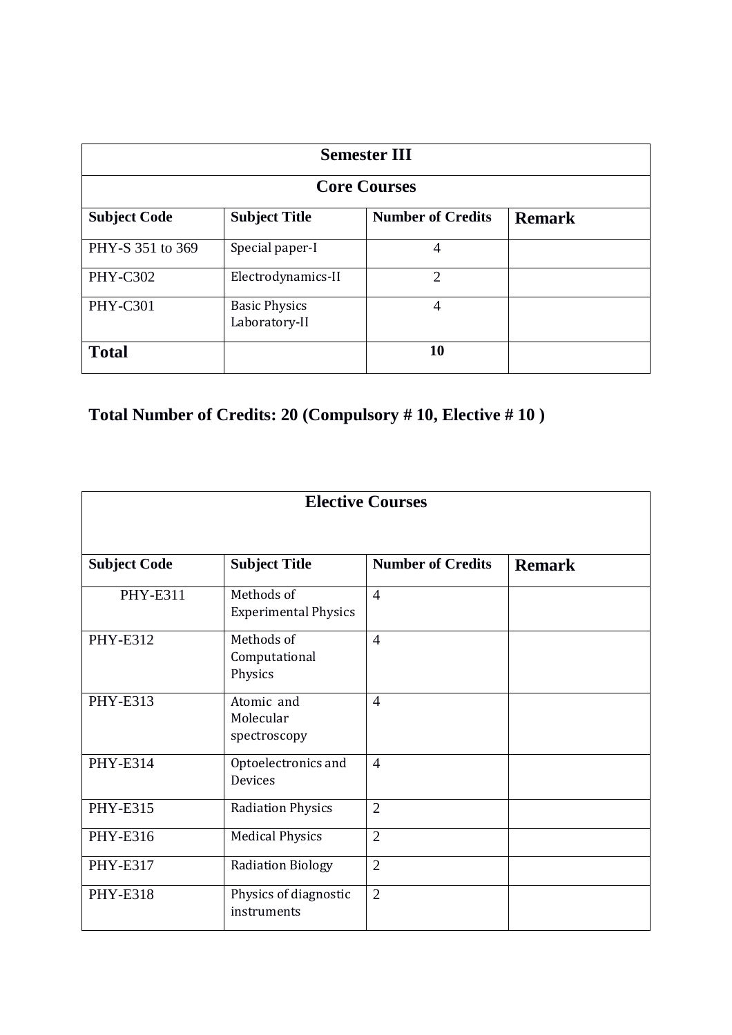| Semester III | | | |
|---|---|---|---|
| **Core Courses** | | | |
| **Subject Code** | **Subject Title** | **Number of Credits** | **Remark** |
| PHY-S 351 to 369 | Special paper-I | 4 | |
| PHY-C302 | Electrodynamics-II | 2 | |
| PHY-C301 | Basic Physics Laboratory-II | 4 | |
| **Total** | | **10** | |

**Total Number of Credits: 20 (Compulsory # 10, Elective # 10 )**

| Elective Courses | | | |
|---|---|---|---|
| **Subject Code** | **Subject Title** | **Number of Credits** | **Remark** |
| PHY-E311 | Methods of Experimental Physics | 4 | |
| PHY-E312 | Methods of Computational Physics | 4 | |
| PHY-E313 | Atomic and Molecular spectroscopy | 4 | |
| PHY-E314 | Optoelectronics and Devices | 4 | |
| PHY-E315 | Radiation Physics | 2 | |
| PHY-E316 | Medical Physics | 2 | |
| PHY-E317 | Radiation Biology | 2 | |
| PHY-E318 | Physics of diagnostic instruments | 2 | |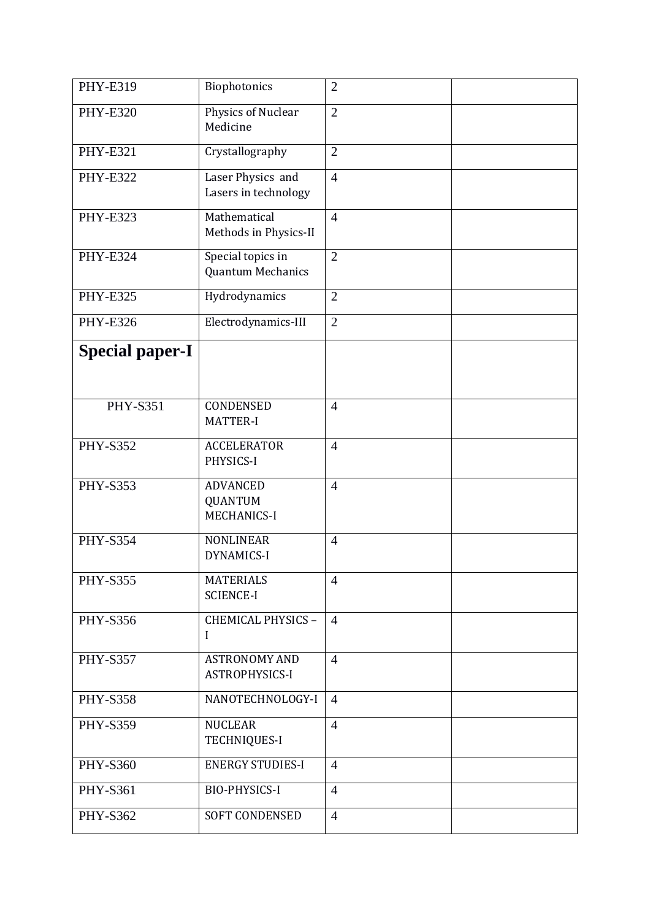| | | | |
|---|---|---|---|
| PHY-E319 | Biophotonics | 2 | |
| PHY-E320 | Physics of Nuclear Medicine | 2 | |
| PHY-E321 | Crystallography | 2 | |
| PHY-E322 | Laser Physics and Lasers in technology | 4 | |
| PHY-E323 | Mathematical Methods in Physics-II | 4 | |
| PHY-E324 | Special topics in Quantum Mechanics | 2 | |
| PHY-E325 | Hydrodynamics | 2 | |
| PHY-E326 | Electrodynamics-III | 2 | |
| **Special paper-I** | | | |
| PHY-S351 | CONDENSED MATTER-I | 4 | |
| PHY-S352 | ACCELERATOR PHYSICS-I | 4 | |
| PHY-S353 | ADVANCED QUANTUM MECHANICS-I | 4 | |
| PHY-S354 | NONLINEAR DYNAMICS-I | 4 | |
| PHY-S355 | MATERIALS SCIENCE-I | 4 | |
| PHY-S356 | CHEMICAL PHYSICS – I | 4 | |
| PHY-S357 | ASTRONOMY AND ASTROPHYSICS-I | 4 | |
| PHY-S358 | NANOTECHNOLOGY-I | 4 | |
| PHY-S359 | NUCLEAR TECHNIQUES-I | 4 | |
| PHY-S360 | ENERGY STUDIES-I | 4 | |
| PHY-S361 | BIO-PHYSICS-I | 4 | |
| PHY-S362 | SOFT CONDENSED | 4 | |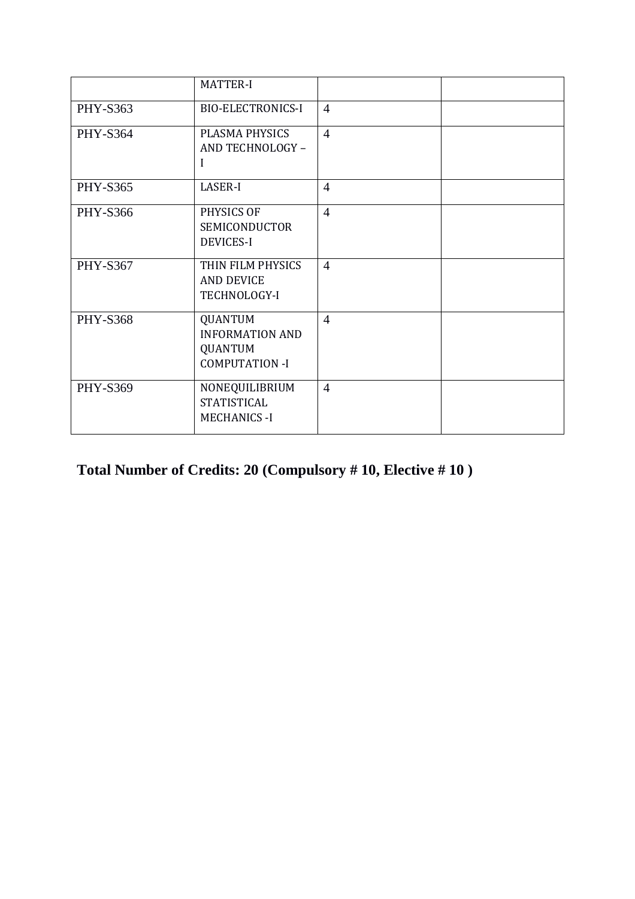|  | MATTER-I |  |  |
|---|---|---|---|
| PHY-S363 | BIO-ELECTRONICS-I | 4 |  |
| PHY-S364 | PLASMA PHYSICS AND TECHNOLOGY – I | 4 |  |
| PHY-S365 | LASER-I | 4 |  |
| PHY-S366 | PHYSICS OF SEMICONDUCTOR DEVICES-I | 4 |  |
| PHY-S367 | THIN FILM PHYSICS AND DEVICE TECHNOLOGY-I | 4 |  |
| PHY-S368 | QUANTUM INFORMATION AND QUANTUM COMPUTATION -I | 4 |  |
| PHY-S369 | NONEQUILIBRIUM STATISTICAL MECHANICS -I | 4 |  |

**Total Number of Credits: 20 (Compulsory # 10, Elective # 10 )**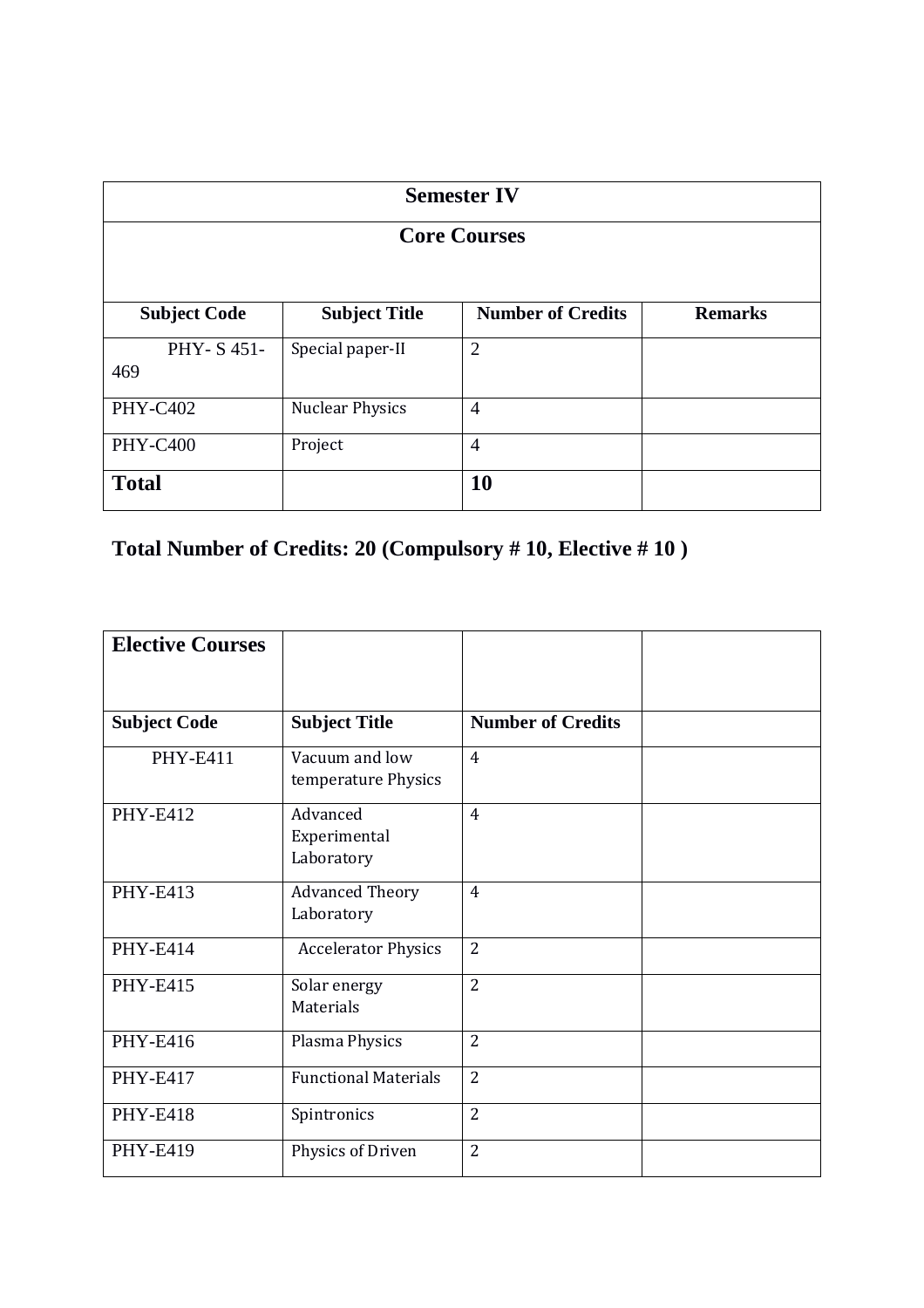| Semester IV | | | |
|---|---|---|---|
| **Core Courses** | | | |
| **Subject Code** | **Subject Title** | **Number of Credits** | **Remarks** |
| PHY- S 451-469 | Special paper-II | 2 | |
| PHY-C402 | Nuclear Physics | 4 | |
| PHY-C400 | Project | 4 | |
| **Total** | | **10** | |

**Total Number of Credits: 20 (Compulsory # 10, Elective # 10 )**

| Elective Courses | | | |
|---|---|---|---|
| **Subject Code** | **Subject Title** | **Number of Credits** | |
| PHY-E411 | Vacuum and low temperature Physics | 4 | |
| PHY-E412 | Advanced Experimental Laboratory | 4 | |
| PHY-E413 | Advanced Theory Laboratory | 4 | |
| PHY-E414 | Accelerator Physics | 2 | |
| PHY-E415 | Solar energy Materials | 2 | |
| PHY-E416 | Plasma Physics | 2 | |
| PHY-E417 | Functional Materials | 2 | |
| PHY-E418 | Spintronics | 2 | |
| PHY-E419 | Physics of Driven | 2 | |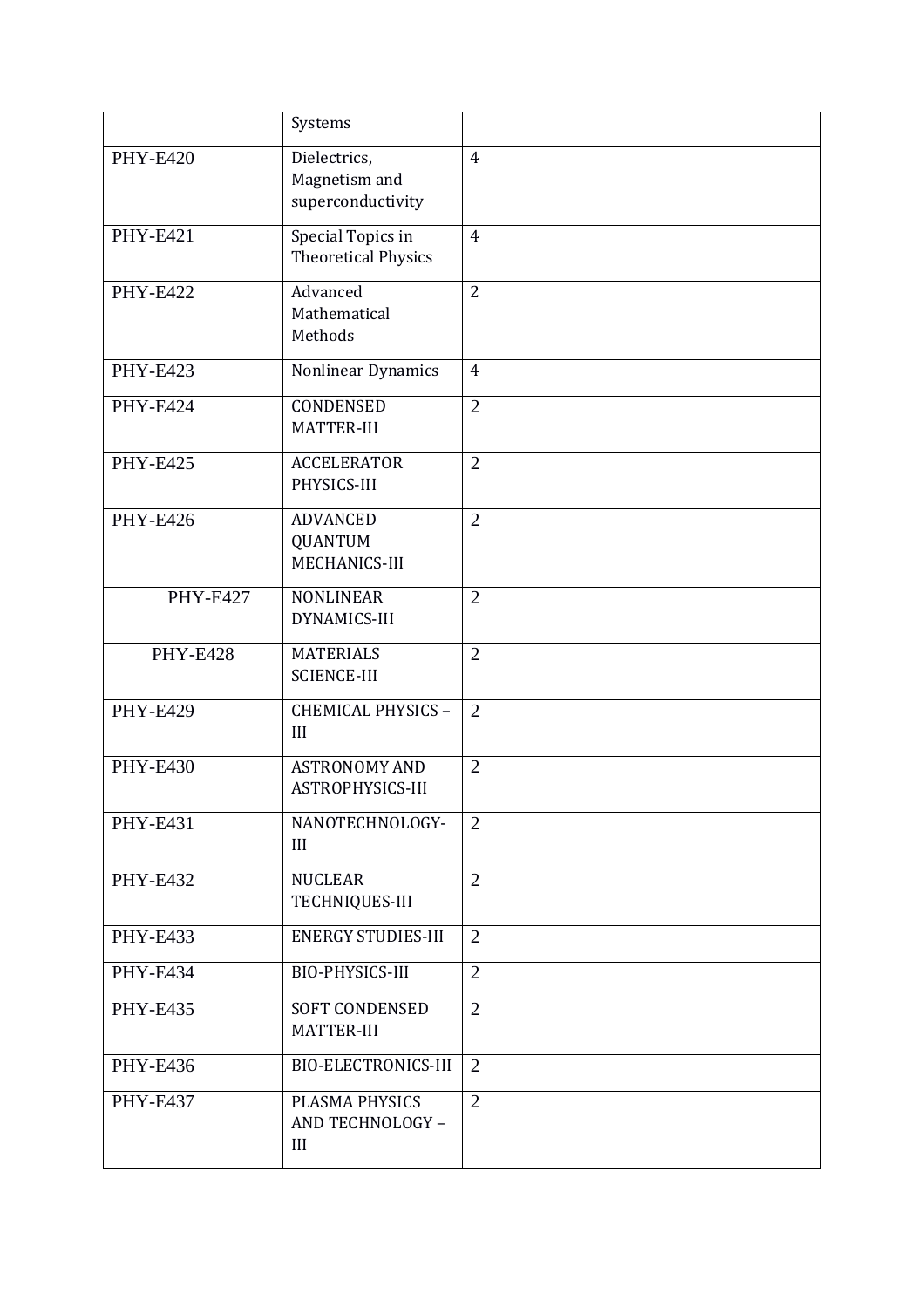| | | | |
|---|---|---|---|
| | Systems | | |
| PHY-E420 | Dielectrics, Magnetism and superconductivity | 4 | |
| PHY-E421 | Special Topics in Theoretical Physics | 4 | |
| PHY-E422 | Advanced Mathematical Methods | 2 | |
| PHY-E423 | Nonlinear Dynamics | 4 | |
| PHY-E424 | CONDENSED MATTER-III | 2 | |
| PHY-E425 | ACCELERATOR PHYSICS-III | 2 | |
| PHY-E426 | ADVANCED QUANTUM MECHANICS-III | 2 | |
| PHY-E427 | NONLINEAR DYNAMICS-III | 2 | |
| PHY-E428 | MATERIALS SCIENCE-III | 2 | |
| PHY-E429 | CHEMICAL PHYSICS – III | 2 | |
| PHY-E430 | ASTRONOMY AND ASTROPHYSICS-III | 2 | |
| PHY-E431 | NANOTECHNOLOGY-III | 2 | |
| PHY-E432 | NUCLEAR TECHNIQUES-III | 2 | |
| PHY-E433 | ENERGY STUDIES-III | 2 | |
| PHY-E434 | BIO-PHYSICS-III | 2 | |
| PHY-E435 | SOFT CONDENSED MATTER-III | 2 | |
| PHY-E436 | BIO-ELECTRONICS-III | 2 | |
| PHY-E437 | PLASMA PHYSICS AND TECHNOLOGY – III | 2 | |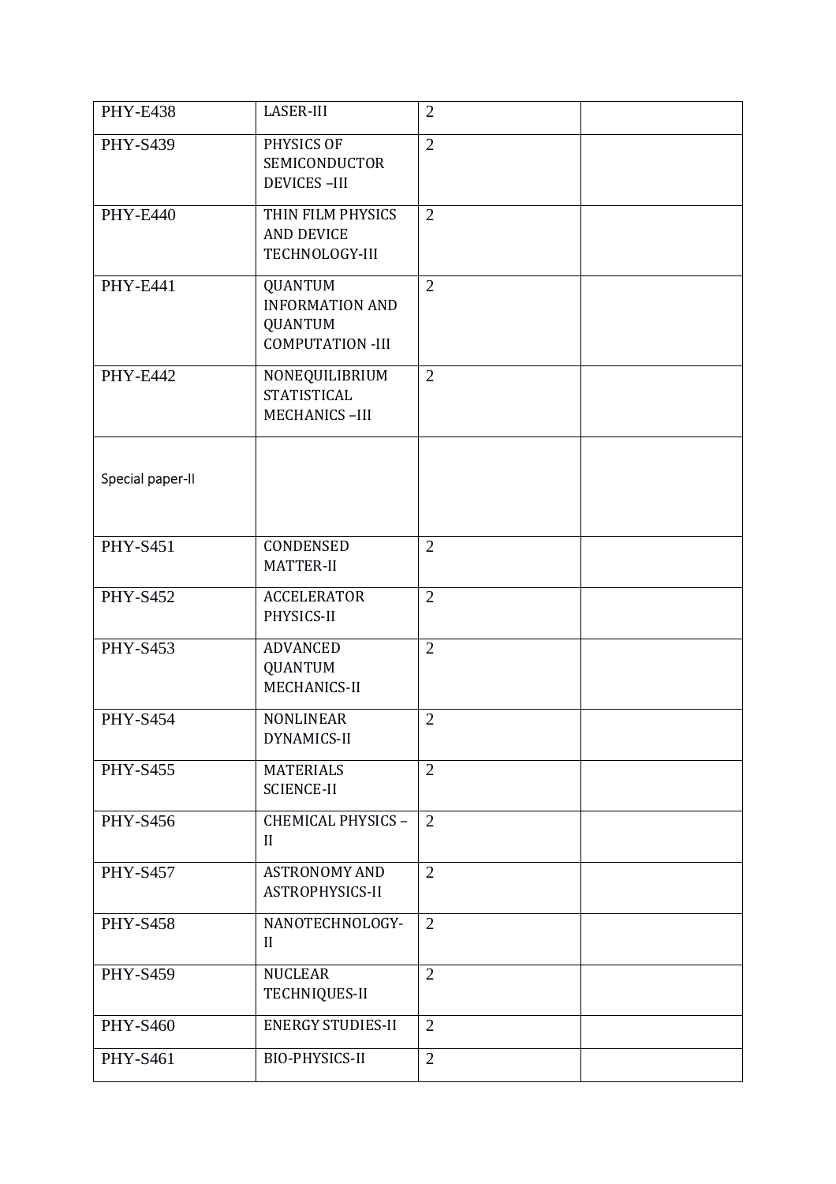| PHY-E438 | LASER-III | 2 | |
|---|---|---|---|
| PHY-S439 | PHYSICS OF SEMICONDUCTOR DEVICES –III | 2 | |
| PHY-E440 | THIN FILM PHYSICS AND DEVICE TECHNOLOGY-III | 2 | |
| PHY-E441 | QUANTUM INFORMATION AND QUANTUM COMPUTATION -III | 2 | |
| PHY-E442 | NONEQUILIBRIUM STATISTICAL MECHANICS –III | 2 | |
| Special paper-II | | | |
| PHY-S451 | CONDENSED MATTER-II | 2 | |
| PHY-S452 | ACCELERATOR PHYSICS-II | 2 | |
| PHY-S453 | ADVANCED QUANTUM MECHANICS-II | 2 | |
| PHY-S454 | NONLINEAR DYNAMICS-II | 2 | |
| PHY-S455 | MATERIALS SCIENCE-II | 2 | |
| PHY-S456 | CHEMICAL PHYSICS – II | 2 | |
| PHY-S457 | ASTRONOMY AND ASTROPHYSICS-II | 2 | |
| PHY-S458 | NANOTECHNOLOGY-II | 2 | |
| PHY-S459 | NUCLEAR TECHNIQUES-II | 2 | |
| PHY-S460 | ENERGY STUDIES-II | 2 | |
| PHY-S461 | BIO-PHYSICS-II | 2 | |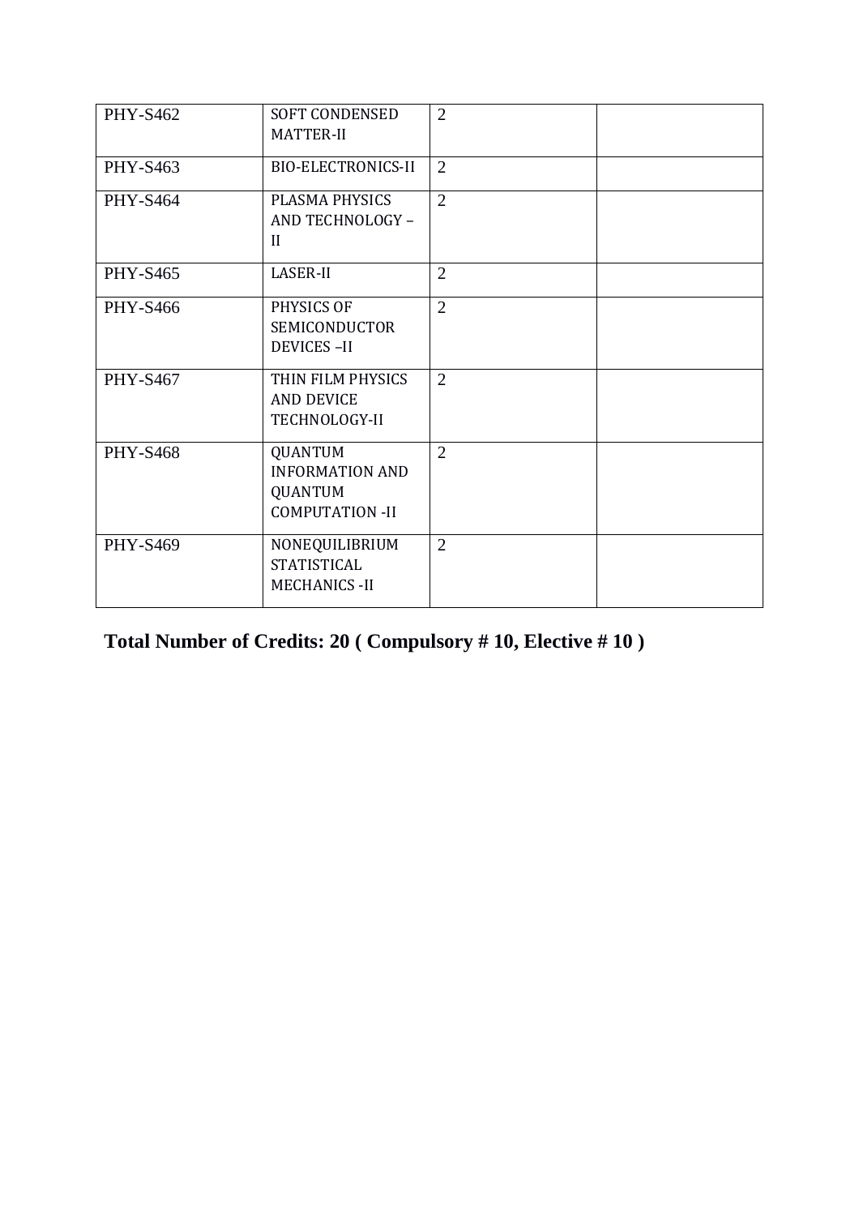| PHY-S462 | SOFT CONDENSED MATTER-II | 2 | |
|---|---|---|---|
| PHY-S463 | BIO-ELECTRONICS-II | 2 | |
| PHY-S464 | PLASMA PHYSICS AND TECHNOLOGY – II | 2 | |
| PHY-S465 | LASER-II | 2 | |
| PHY-S466 | PHYSICS OF SEMICONDUCTOR DEVICES –II | 2 | |
| PHY-S467 | THIN FILM PHYSICS AND DEVICE TECHNOLOGY-II | 2 | |
| PHY-S468 | QUANTUM INFORMATION AND QUANTUM COMPUTATION -II | 2 | |
| PHY-S469 | NONEQUILIBRIUM STATISTICAL MECHANICS -II | 2 | |

**Total Number of Credits: 20 ( Compulsory # 10, Elective # 10 )**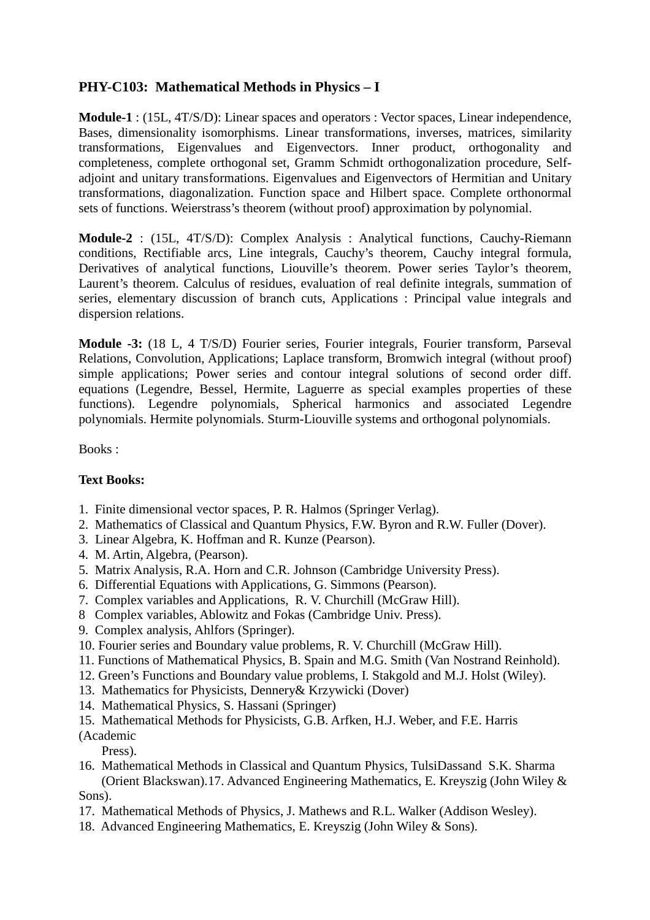## PHY-C103: Mathematical Methods in Physics – I

**Module-1** : (15L, 4T/S/D): Linear spaces and operators : Vector spaces, Linear independence, Bases, dimensionality isomorphisms. Linear transformations, inverses, matrices, similarity transformations, Eigenvalues and Eigenvectors. Inner product, orthogonality and completeness, complete orthogonal set, Gramm Schmidt orthogonalization procedure, Self-adjoint and unitary transformations. Eigenvalues and Eigenvectors of Hermitian and Unitary transformations, diagonalization. Function space and Hilbert space. Complete orthonormal sets of functions. Weierstrass's theorem (without proof) approximation by polynomial.

**Module-2** : (15L, 4T/S/D): Complex Analysis : Analytical functions, Cauchy-Riemann conditions, Rectifiable arcs, Line integrals, Cauchy's theorem, Cauchy integral formula, Derivatives of analytical functions, Liouville's theorem. Power series Taylor's theorem, Laurent's theorem. Calculus of residues, evaluation of real definite integrals, summation of series, elementary discussion of branch cuts, Applications : Principal value integrals and dispersion relations.

**Module -3:** (18 L, 4 T/S/D) Fourier series, Fourier integrals, Fourier transform, Parseval Relations, Convolution, Applications; Laplace transform, Bromwich integral (without proof) simple applications; Power series and contour integral solutions of second order diff. equations (Legendre, Bessel, Hermite, Laguerre as special examples properties of these functions). Legendre polynomials, Spherical harmonics and associated Legendre polynomials. Hermite polynomials. Sturm-Liouville systems and orthogonal polynomials.

Books :

**Text Books:**

1. Finite dimensional vector spaces, P. R. Halmos (Springer Verlag).
2. Mathematics of Classical and Quantum Physics, F.W. Byron and R.W. Fuller (Dover).
3. Linear Algebra, K. Hoffman and R. Kunze (Pearson).
4. M. Artin, Algebra, (Pearson).
5. Matrix Analysis, R.A. Horn and C.R. Johnson (Cambridge University Press).
6. Differential Equations with Applications, G. Simmons (Pearson).
7. Complex variables and Applications, R. V. Churchill (McGraw Hill).
8. Complex variables, Ablowitz and Fokas (Cambridge Univ. Press).
9. Complex analysis, Ahlfors (Springer).
10. Fourier series and Boundary value problems, R. V. Churchill (McGraw Hill).
11. Functions of Mathematical Physics, B. Spain and M.G. Smith (Van Nostrand Reinhold).
12. Green's Functions and Boundary value problems, I. Stakgold and M.J. Holst (Wiley).
13. Mathematics for Physicists, Dennery& Krzywicki (Dover)
14. Mathematical Physics, S. Hassani (Springer)
15. Mathematical Methods for Physicists, G.B. Arfken, H.J. Weber, and F.E. Harris (Academic Press).
16. Mathematical Methods in Classical and Quantum Physics, TulsiDassand S.K. Sharma (Orient Blackswan).17. Advanced Engineering Mathematics, E. Kreyszig (John Wiley & Sons).
17. Mathematical Methods of Physics, J. Mathews and R.L. Walker (Addison Wesley).
18. Advanced Engineering Mathematics, E. Kreyszig (John Wiley & Sons).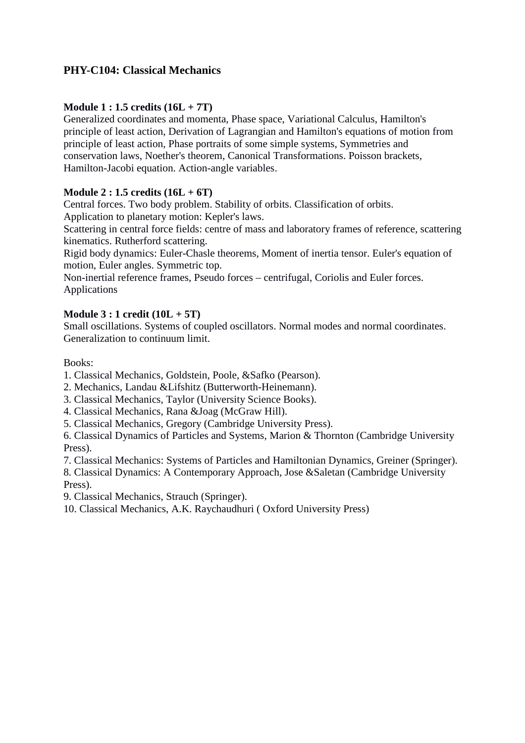## PHY-C104: Classical Mechanics

**Module 1 : 1.5 credits (16L + 7T)**
Generalized coordinates and momenta, Phase space, Variational Calculus, Hamilton's principle of least action, Derivation of Lagrangian and Hamilton's equations of motion from principle of least action, Phase portraits of some simple systems, Symmetries and conservation laws, Noether's theorem, Canonical Transformations. Poisson brackets, Hamilton-Jacobi equation. Action-angle variables.

**Module 2 : 1.5 credits (16L + 6T)**
Central forces. Two body problem. Stability of orbits. Classification of orbits.
Application to planetary motion: Kepler's laws.
Scattering in central force fields: centre of mass and laboratory frames of reference, scattering kinematics. Rutherford scattering.
Rigid body dynamics: Euler-Chasle theorems, Moment of inertia tensor. Euler's equation of motion, Euler angles. Symmetric top.
Non-inertial reference frames, Pseudo forces – centrifugal, Coriolis and Euler forces. Applications

**Module 3 : 1 credit (10L + 5T)**
Small oscillations. Systems of coupled oscillators. Normal modes and normal coordinates. Generalization to continuum limit.

Books:

1. Classical Mechanics, Goldstein, Poole, &Safko (Pearson).
2. Mechanics, Landau &Lifshitz (Butterworth-Heinemann).
3. Classical Mechanics, Taylor (University Science Books).
4. Classical Mechanics, Rana &Joag (McGraw Hill).
5. Classical Mechanics, Gregory (Cambridge University Press).
6. Classical Dynamics of Particles and Systems, Marion & Thornton (Cambridge University Press).
7. Classical Mechanics: Systems of Particles and Hamiltonian Dynamics, Greiner (Springer).
8. Classical Dynamics: A Contemporary Approach, Jose &Saletan (Cambridge University Press).
9. Classical Mechanics, Strauch (Springer).
10. Classical Mechanics, A.K. Raychaudhuri ( Oxford University Press)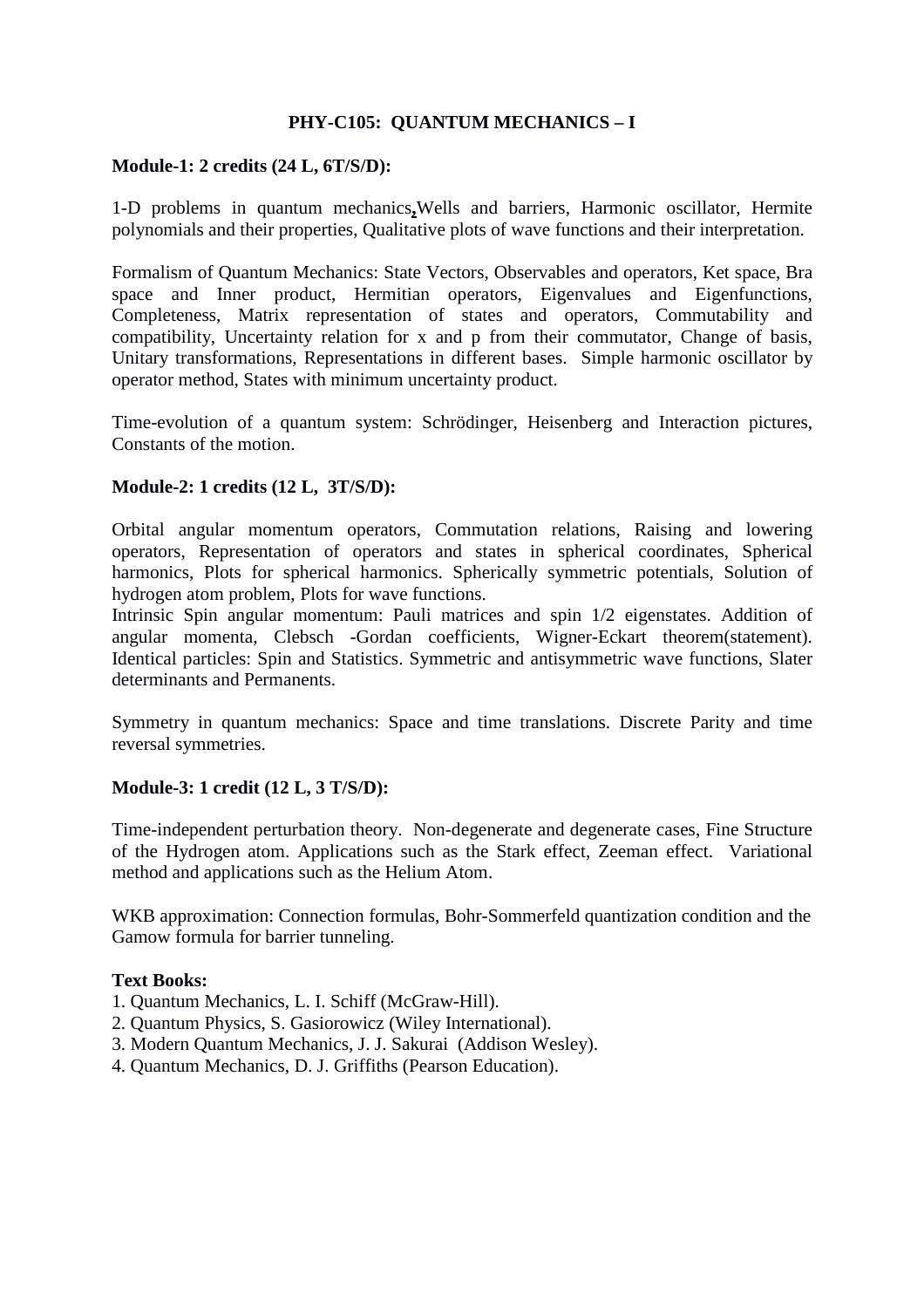# PHY-C105: QUANTUM MECHANICS – I

**Module-1: 2 credits (24 L, 6T/S/D):**

1-D problems in quantum mechanics**,**Wells and barriers, Harmonic oscillator, Hermite polynomials and their properties, Qualitative plots of wave functions and their interpretation.

Formalism of Quantum Mechanics: State Vectors, Observables and operators, Ket space, Bra space and Inner product, Hermitian operators, Eigenvalues and Eigenfunctions, Completeness, Matrix representation of states and operators, Commutability and compatibility, Uncertainty relation for x and p from their commutator, Change of basis, Unitary transformations, Representations in different bases. Simple harmonic oscillator by operator method, States with minimum uncertainty product.

Time-evolution of a quantum system: Schrödinger, Heisenberg and Interaction pictures, Constants of the motion.

**Module-2: 1 credits (12 L, 3T/S/D):**

Orbital angular momentum operators, Commutation relations, Raising and lowering operators, Representation of operators and states in spherical coordinates, Spherical harmonics, Plots for spherical harmonics. Spherically symmetric potentials, Solution of hydrogen atom problem, Plots for wave functions.
Intrinsic Spin angular momentum: Pauli matrices and spin 1/2 eigenstates. Addition of angular momenta, Clebsch -Gordan coefficients, Wigner-Eckart theorem(statement). Identical particles: Spin and Statistics. Symmetric and antisymmetric wave functions, Slater determinants and Permanents.

Symmetry in quantum mechanics: Space and time translations. Discrete Parity and time reversal symmetries.

**Module-3: 1 credit (12 L, 3 T/S/D):**

Time-independent perturbation theory. Non-degenerate and degenerate cases, Fine Structure of the Hydrogen atom. Applications such as the Stark effect, Zeeman effect. Variational method and applications such as the Helium Atom.

WKB approximation: Connection formulas, Bohr-Sommerfeld quantization condition and the Gamow formula for barrier tunneling.

**Text Books:**

1. Quantum Mechanics, L. I. Schiff (McGraw-Hill).
2. Quantum Physics, S. Gasiorowicz (Wiley International).
3. Modern Quantum Mechanics, J. J. Sakurai (Addison Wesley).
4. Quantum Mechanics, D. J. Griffiths (Pearson Education).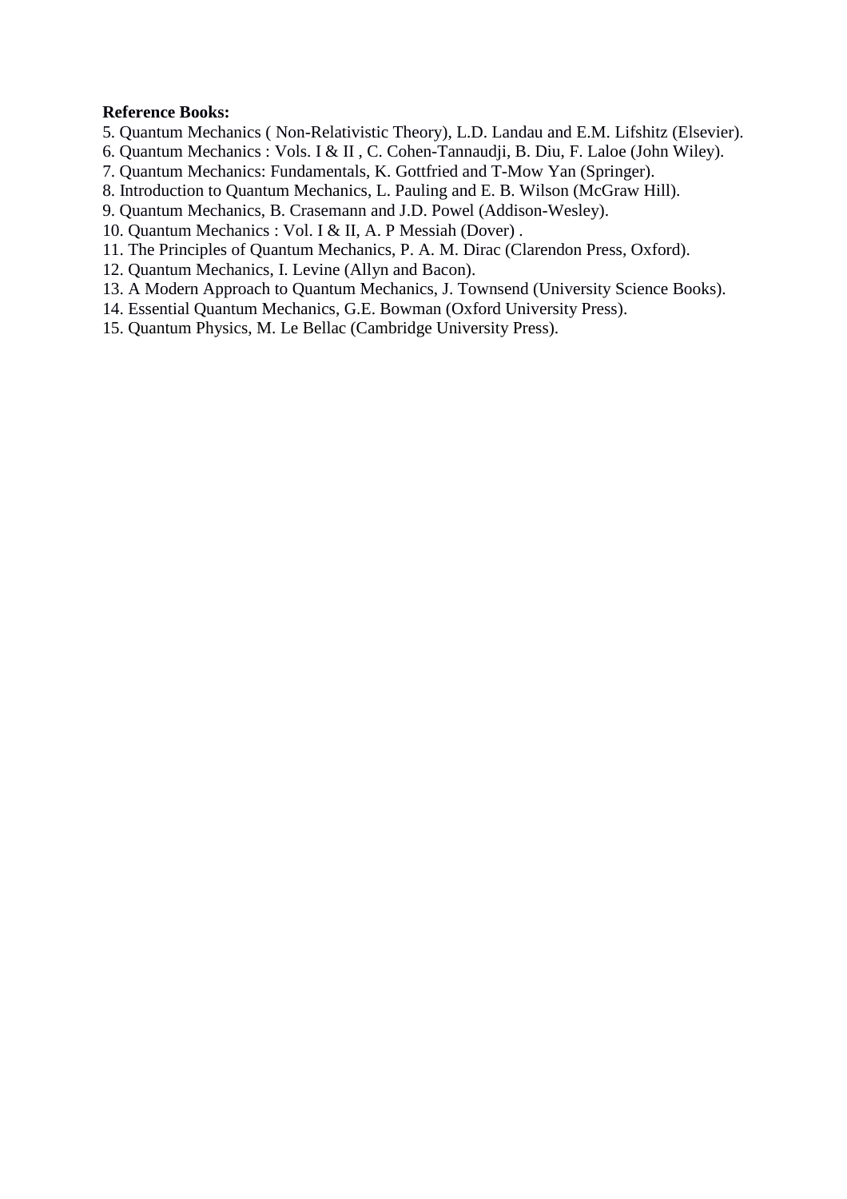**Reference Books:**

5. Quantum Mechanics ( Non-Relativistic Theory), L.D. Landau and E.M. Lifshitz (Elsevier).
6. Quantum Mechanics : Vols. I & II , C. Cohen-Tannaudji, B. Diu, F. Laloe (John Wiley).
7. Quantum Mechanics: Fundamentals, K. Gottfried and T-Mow Yan (Springer).
8. Introduction to Quantum Mechanics, L. Pauling and E. B. Wilson (McGraw Hill).
9. Quantum Mechanics, B. Crasemann and J.D. Powel (Addison-Wesley).
10. Quantum Mechanics : Vol. I & II, A. P Messiah (Dover) .
11. The Principles of Quantum Mechanics, P. A. M. Dirac (Clarendon Press, Oxford).
12. Quantum Mechanics, I. Levine (Allyn and Bacon).
13. A Modern Approach to Quantum Mechanics, J. Townsend (University Science Books).
14. Essential Quantum Mechanics, G.E. Bowman (Oxford University Press).
15. Quantum Physics, M. Le Bellac (Cambridge University Press).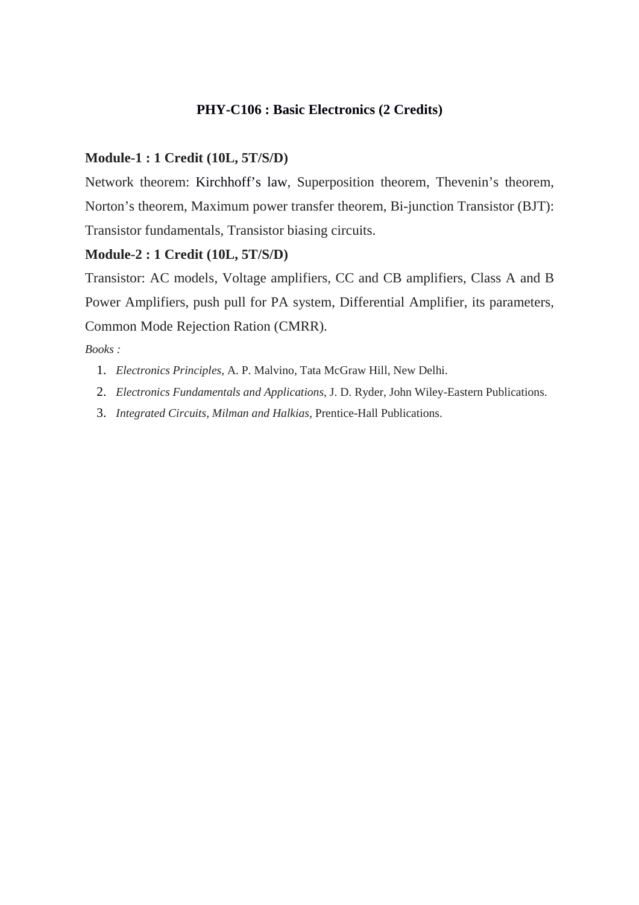## PHY-C106 : Basic Electronics (2 Credits)

**Module-1 : 1 Credit (10L, 5T/S/D)**

Network theorem: Kirchhoff's law, Superposition theorem, Thevenin's theorem, Norton's theorem, Maximum power transfer theorem, Bi-junction Transistor (BJT): Transistor fundamentals, Transistor biasing circuits.

**Module-2 : 1 Credit (10L, 5T/S/D)**

Transistor: AC models, Voltage amplifiers, CC and CB amplifiers, Class A and B Power Amplifiers, push pull for PA system, Differential Amplifier, its parameters, Common Mode Rejection Ration (CMRR).

*Books :*

1. *Electronics Principles,* A. P. Malvino, Tata McGraw Hill, New Delhi.
2. *Electronics Fundamentals and Applications,* J. D. Ryder, John Wiley-Eastern Publications.
3. *Integrated Circuits, Milman and Halkias,* Prentice-Hall Publications.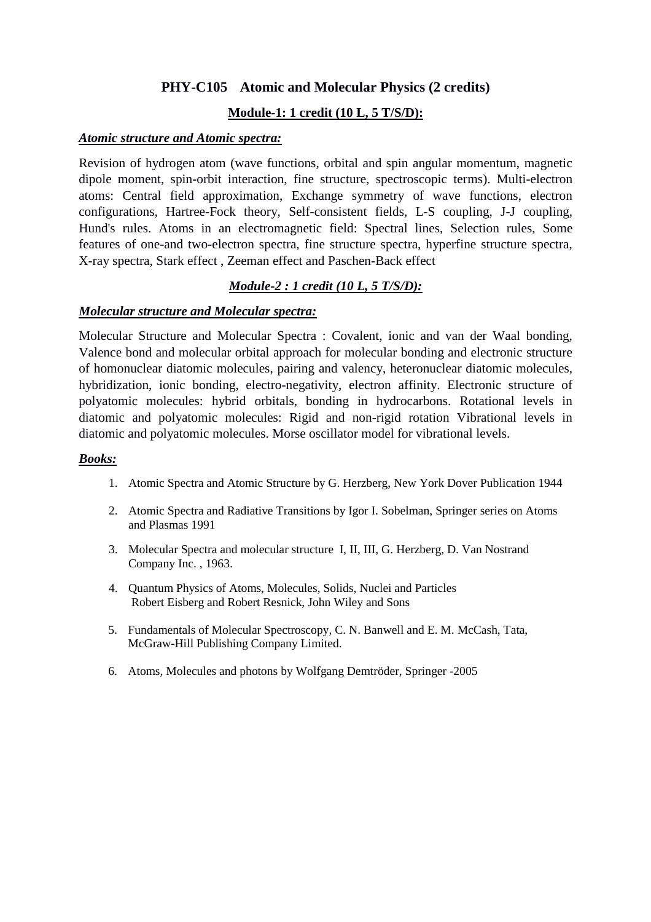## PHY-C105 Atomic and Molecular Physics (2 credits)

**Module-1: 1 credit (10 L, 5 T/S/D):**

***Atomic structure and Atomic spectra:***

Revision of hydrogen atom (wave functions, orbital and spin angular momentum, magnetic dipole moment, spin-orbit interaction, fine structure, spectroscopic terms). Multi-electron atoms: Central field approximation, Exchange symmetry of wave functions, electron configurations, Hartree-Fock theory, Self-consistent fields, L-S coupling, J-J coupling, Hund's rules. Atoms in an electromagnetic field: Spectral lines, Selection rules, Some features of one-and two-electron spectra, fine structure spectra, hyperfine structure spectra, X-ray spectra, Stark effect , Zeeman effect and Paschen-Back effect

***Module-2 : 1 credit (10 L, 5 T/S/D):***

***Molecular structure and Molecular spectra:***

Molecular Structure and Molecular Spectra : Covalent, ionic and van der Waal bonding, Valence bond and molecular orbital approach for molecular bonding and electronic structure of homonuclear diatomic molecules, pairing and valency, heteronuclear diatomic molecules, hybridization, ionic bonding, electro-negativity, electron affinity. Electronic structure of polyatomic molecules: hybrid orbitals, bonding in hydrocarbons. Rotational levels in diatomic and polyatomic molecules: Rigid and non-rigid rotation Vibrational levels in diatomic and polyatomic molecules. Morse oscillator model for vibrational levels.

***Books:***

1. Atomic Spectra and Atomic Structure by G. Herzberg, New York Dover Publication 1944
2. Atomic Spectra and Radiative Transitions by Igor I. Sobelman, Springer series on Atoms and Plasmas 1991
3. Molecular Spectra and molecular structure I, II, III, G. Herzberg, D. Van Nostrand Company Inc. , 1963.
4. Quantum Physics of Atoms, Molecules, Solids, Nuclei and Particles Robert Eisberg and Robert Resnick, John Wiley and Sons
5. Fundamentals of Molecular Spectroscopy, C. N. Banwell and E. M. McCash, Tata, McGraw-Hill Publishing Company Limited.
6. Atoms, Molecules and photons by Wolfgang Demtröder, Springer -2005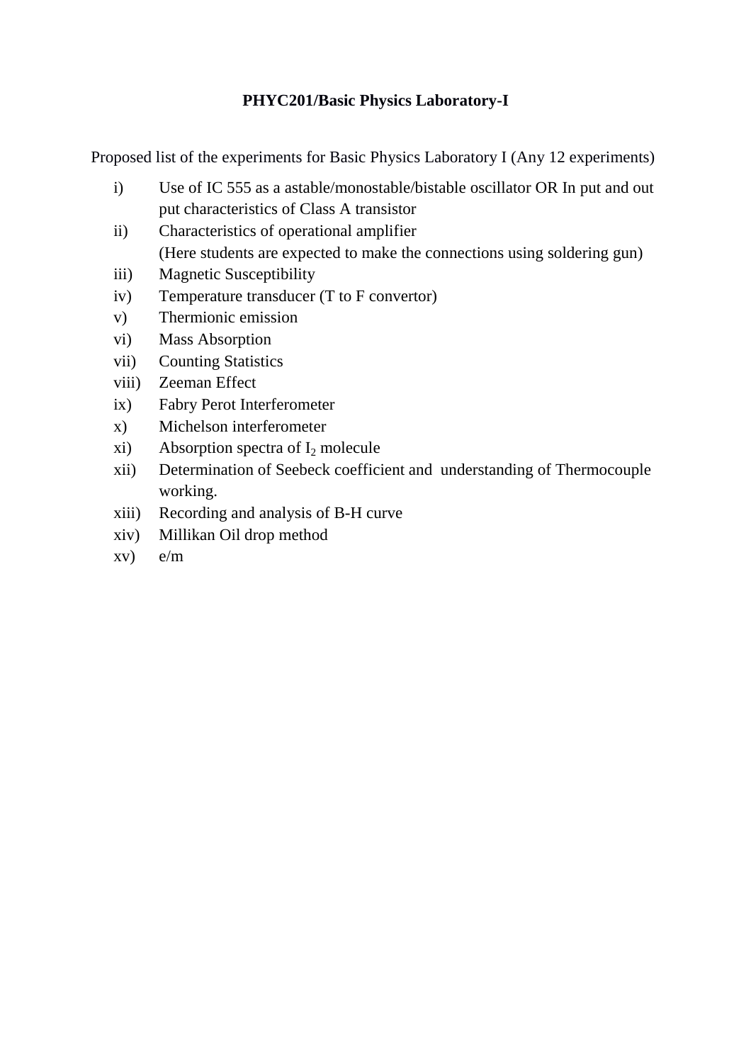**PHYC201/Basic Physics Laboratory-I**

Proposed list of the experiments for Basic Physics Laboratory I (Any 12 experiments)

i) Use of IC 555 as a astable/monostable/bistable oscillator OR In put and out put characteristics of Class A transistor

ii) Characteristics of operational amplifier
(Here students are expected to make the connections using soldering gun)

iii) Magnetic Susceptibility

iv) Temperature transducer (T to F convertor)

v) Thermionic emission

vi) Mass Absorption

vii) Counting Statistics

viii) Zeeman Effect

ix) Fabry Perot Interferometer

x) Michelson interferometer

xi) Absorption spectra of $I_2$ molecule

xii) Determination of Seebeck coefficient and understanding of Thermocouple working.

xiii) Recording and analysis of B-H curve

xiv) Millikan Oil drop method

xv) e/m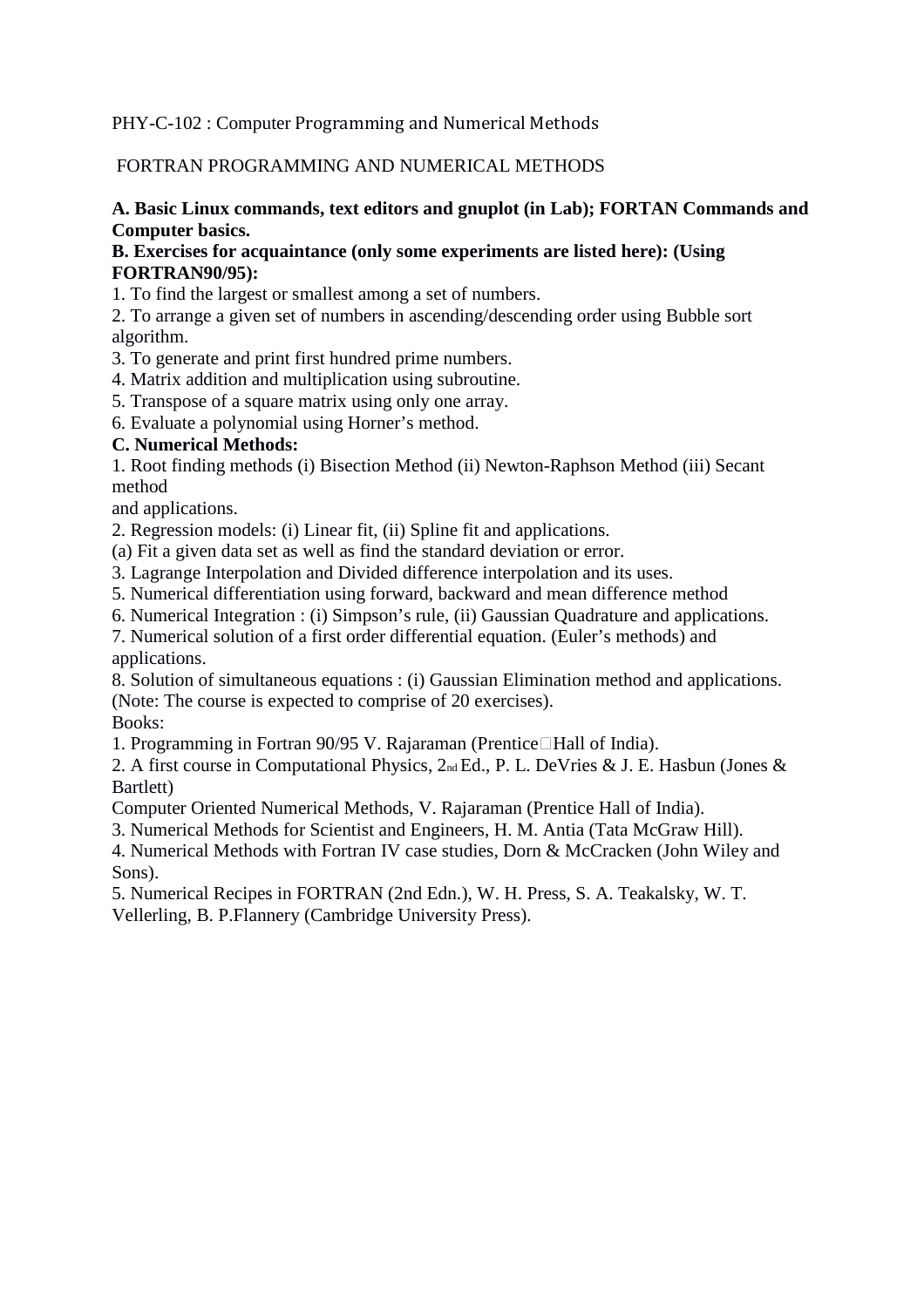PHY-C-102 : Computer Programming and Numerical Methods

FORTRAN PROGRAMMING AND NUMERICAL METHODS

**A. Basic Linux commands, text editors and gnuplot (in Lab); FORTAN Commands and Computer basics.**

**B. Exercises for acquaintance (only some experiments are listed here): (Using FORTRAN90/95):**

1. To find the largest or smallest among a set of numbers.
2. To arrange a given set of numbers in ascending/descending order using Bubble sort algorithm.
3. To generate and print first hundred prime numbers.
4. Matrix addition and multiplication using subroutine.
5. Transpose of a square matrix using only one array.
6. Evaluate a polynomial using Horner's method.

**C. Numerical Methods:**

1. Root finding methods (i) Bisection Method (ii) Newton-Raphson Method (iii) Secant method
and applications.
2. Regression models: (i) Linear fit, (ii) Spline fit and applications.
(a) Fit a given data set as well as find the standard deviation or error.
3. Lagrange Interpolation and Divided difference interpolation and its uses.
5. Numerical differentiation using forward, backward and mean difference method
6. Numerical Integration : (i) Simpson's rule, (ii) Gaussian Quadrature and applications.
7. Numerical solution of a first order differential equation. (Euler's methods) and applications.
8. Solution of simultaneous equations : (i) Gaussian Elimination method and applications.

(Note: The course is expected to comprise of 20 exercises).

Books:

1. Programming in Fortran 90/95 V. Rajaraman (Prentice Hall of India).
2. A first course in Computational Physics, 2nd Ed., P. L. DeVries & J. E. Hasbun (Jones & Bartlett)
Computer Oriented Numerical Methods, V. Rajaraman (Prentice Hall of India).
3. Numerical Methods for Scientist and Engineers, H. M. Antia (Tata McGraw Hill).
4. Numerical Methods with Fortran IV case studies, Dorn & McCracken (John Wiley and Sons).
5. Numerical Recipes in FORTRAN (2nd Edn.), W. H. Press, S. A. Teakalsky, W. T. Vellerling, B. P.Flannery (Cambridge University Press).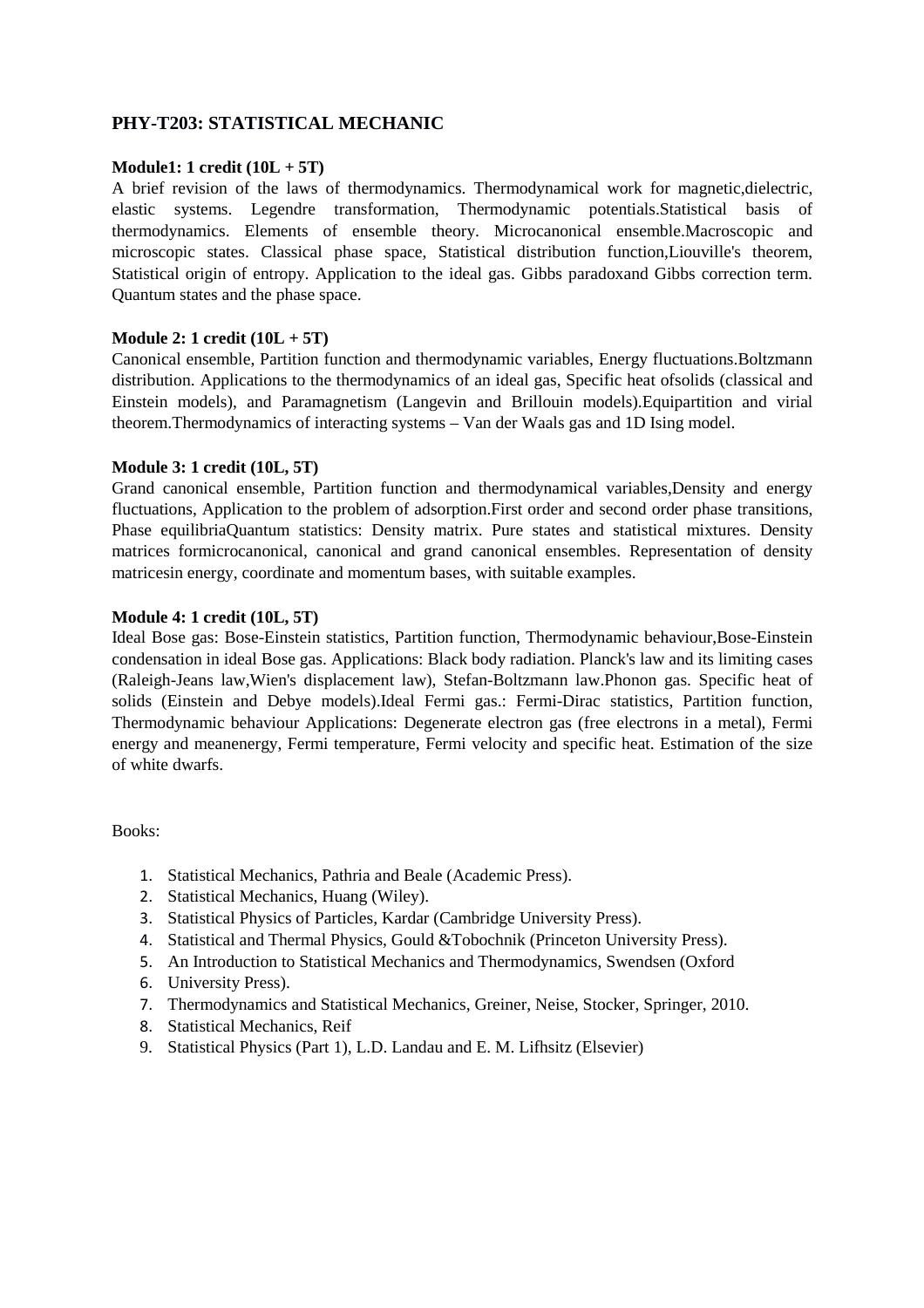## PHY-T203: STATISTICAL MECHANIC

**Module1: 1 credit (10L + 5T)**

A brief revision of the laws of thermodynamics. Thermodynamical work for magnetic,dielectric, elastic systems. Legendre transformation, Thermodynamic potentials.Statistical basis of thermodynamics. Elements of ensemble theory. Microcanonical ensemble.Macroscopic and microscopic states. Classical phase space, Statistical distribution function,Liouville's theorem, Statistical origin of entropy. Application to the ideal gas. Gibbs paradoxand Gibbs correction term. Quantum states and the phase space.

**Module 2: 1 credit (10L + 5T)**

Canonical ensemble, Partition function and thermodynamic variables, Energy fluctuations.Boltzmann distribution. Applications to the thermodynamics of an ideal gas, Specific heat ofsolids (classical and Einstein models), and Paramagnetism (Langevin and Brillouin models).Equipartition and virial theorem.Thermodynamics of interacting systems – Van der Waals gas and 1D Ising model.

**Module 3: 1 credit (10L, 5T)**

Grand canonical ensemble, Partition function and thermodynamical variables,Density and energy fluctuations, Application to the problem of adsorption.First order and second order phase transitions, Phase equilibriaQuantum statistics: Density matrix. Pure states and statistical mixtures. Density matrices formicrocanonical, canonical and grand canonical ensembles. Representation of density matricesin energy, coordinate and momentum bases, with suitable examples.

**Module 4: 1 credit (10L, 5T)**

Ideal Bose gas: Bose-Einstein statistics, Partition function, Thermodynamic behaviour,Bose-Einstein condensation in ideal Bose gas. Applications: Black body radiation. Planck's law and its limiting cases (Raleigh-Jeans law,Wien's displacement law), Stefan-Boltzmann law.Phonon gas. Specific heat of solids (Einstein and Debye models).Ideal Fermi gas.: Fermi-Dirac statistics, Partition function, Thermodynamic behaviour Applications: Degenerate electron gas (free electrons in a metal), Fermi energy and meanenergy, Fermi temperature, Fermi velocity and specific heat. Estimation of the size of white dwarfs.

Books:

1. Statistical Mechanics, Pathria and Beale (Academic Press).
2. Statistical Mechanics, Huang (Wiley).
3. Statistical Physics of Particles, Kardar (Cambridge University Press).
4. Statistical and Thermal Physics, Gould &Tobochnik (Princeton University Press).
5. An Introduction to Statistical Mechanics and Thermodynamics, Swendsen (Oxford
6. University Press).
7. Thermodynamics and Statistical Mechanics, Greiner, Neise, Stocker, Springer, 2010.
8. Statistical Mechanics, Reif
9. Statistical Physics (Part 1), L.D. Landau and E. M. Lifhsitz (Elsevier)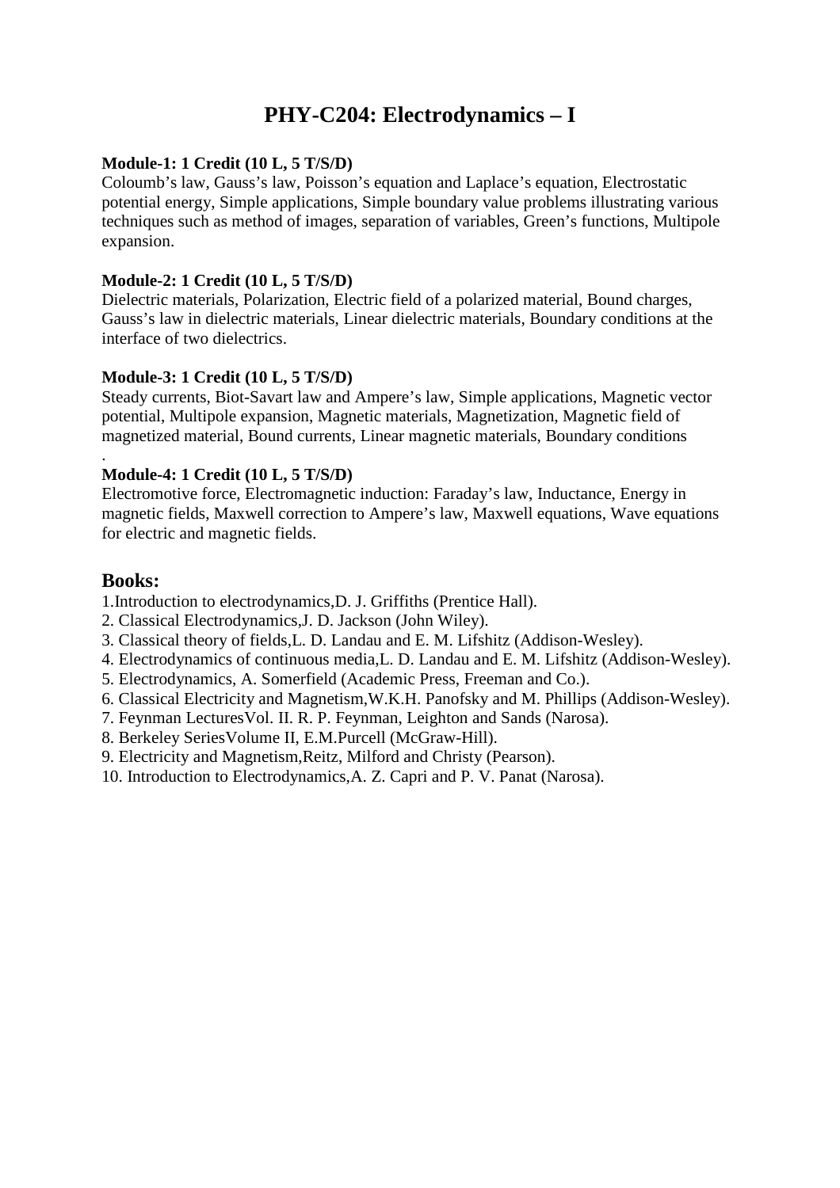# PHY-C204: Electrodynamics – I

**Module-1: 1 Credit (10 L, 5 T/S/D)**
Coloumb's law, Gauss's law, Poisson's equation and Laplace's equation, Electrostatic potential energy, Simple applications, Simple boundary value problems illustrating various techniques such as method of images, separation of variables, Green's functions, Multipole expansion.

**Module-2: 1 Credit (10 L, 5 T/S/D)**
Dielectric materials, Polarization, Electric field of a polarized material, Bound charges, Gauss's law in dielectric materials, Linear dielectric materials, Boundary conditions at the interface of two dielectrics.

**Module-3: 1 Credit (10 L, 5 T/S/D)**
Steady currents, Biot-Savart law and Ampere's law, Simple applications, Magnetic vector potential, Multipole expansion, Magnetic materials, Magnetization, Magnetic field of magnetized material, Bound currents, Linear magnetic materials, Boundary conditions
.

**Module-4: 1 Credit (10 L, 5 T/S/D)**
Electromotive force, Electromagnetic induction: Faraday's law, Inductance, Energy in magnetic fields, Maxwell correction to Ampere's law, Maxwell equations, Wave equations for electric and magnetic fields.

## Books:

1.Introduction to electrodynamics,D. J. Griffiths (Prentice Hall).
2. Classical Electrodynamics,J. D. Jackson (John Wiley).
3. Classical theory of fields,L. D. Landau and E. M. Lifshitz (Addison-Wesley).
4. Electrodynamics of continuous media,L. D. Landau and E. M. Lifshitz (Addison-Wesley).
5. Electrodynamics, A. Somerfield (Academic Press, Freeman and Co.).
6. Classical Electricity and Magnetism,W.K.H. Panofsky and M. Phillips (Addison-Wesley).
7. Feynman LecturesVol. II. R. P. Feynman, Leighton and Sands (Narosa).
8. Berkeley SeriesVolume II, E.M.Purcell (McGraw-Hill).
9. Electricity and Magnetism,Reitz, Milford and Christy (Pearson).
10. Introduction to Electrodynamics,A. Z. Capri and P. V. Panat (Narosa).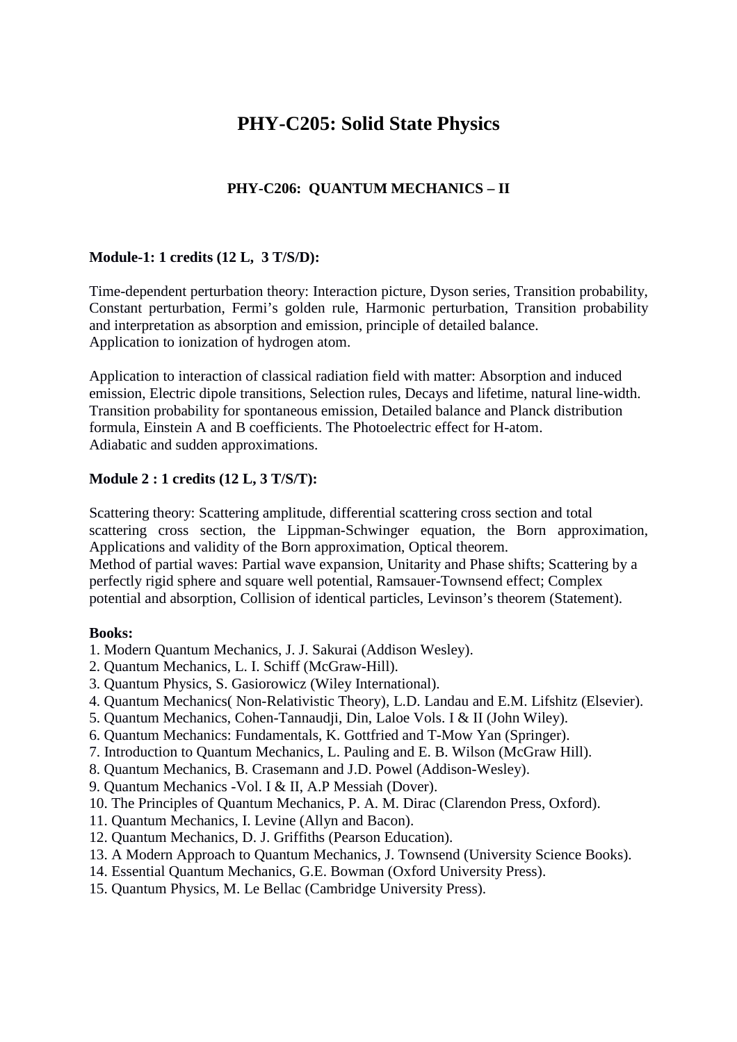# PHY-C205: Solid State Physics

## PHY-C206: QUANTUM MECHANICS – II

**Module-1: 1 credits (12 L, 3 T/S/D):**

Time-dependent perturbation theory: Interaction picture, Dyson series, Transition probability, Constant perturbation, Fermi's golden rule, Harmonic perturbation, Transition probability and interpretation as absorption and emission, principle of detailed balance.
Application to ionization of hydrogen atom.

Application to interaction of classical radiation field with matter: Absorption and induced emission, Electric dipole transitions, Selection rules, Decays and lifetime, natural line-width. Transition probability for spontaneous emission, Detailed balance and Planck distribution formula, Einstein A and B coefficients. The Photoelectric effect for H-atom.
Adiabatic and sudden approximations.

**Module 2 : 1 credits (12 L, 3 T/S/T):**

Scattering theory: Scattering amplitude, differential scattering cross section and total scattering cross section, the Lippman-Schwinger equation, the Born approximation, Applications and validity of the Born approximation, Optical theorem.
Method of partial waves: Partial wave expansion, Unitarity and Phase shifts; Scattering by a perfectly rigid sphere and square well potential, Ramsauer-Townsend effect; Complex potential and absorption, Collision of identical particles, Levinson's theorem (Statement).

**Books:**

1. Modern Quantum Mechanics, J. J. Sakurai (Addison Wesley).
2. Quantum Mechanics, L. I. Schiff (McGraw-Hill).
3. Quantum Physics, S. Gasiorowicz (Wiley International).
4. Quantum Mechanics( Non-Relativistic Theory), L.D. Landau and E.M. Lifshitz (Elsevier).
5. Quantum Mechanics, Cohen-Tannaudji, Din, Laloe Vols. I & II (John Wiley).
6. Quantum Mechanics: Fundamentals, K. Gottfried and T-Mow Yan (Springer).
7. Introduction to Quantum Mechanics, L. Pauling and E. B. Wilson (McGraw Hill).
8. Quantum Mechanics, B. Crasemann and J.D. Powel (Addison-Wesley).
9. Quantum Mechanics -Vol. I & II, A.P Messiah (Dover).
10. The Principles of Quantum Mechanics, P. A. M. Dirac (Clarendon Press, Oxford).
11. Quantum Mechanics, I. Levine (Allyn and Bacon).
12. Quantum Mechanics, D. J. Griffiths (Pearson Education).
13. A Modern Approach to Quantum Mechanics, J. Townsend (University Science Books).
14. Essential Quantum Mechanics, G.E. Bowman (Oxford University Press).
15. Quantum Physics, M. Le Bellac (Cambridge University Press).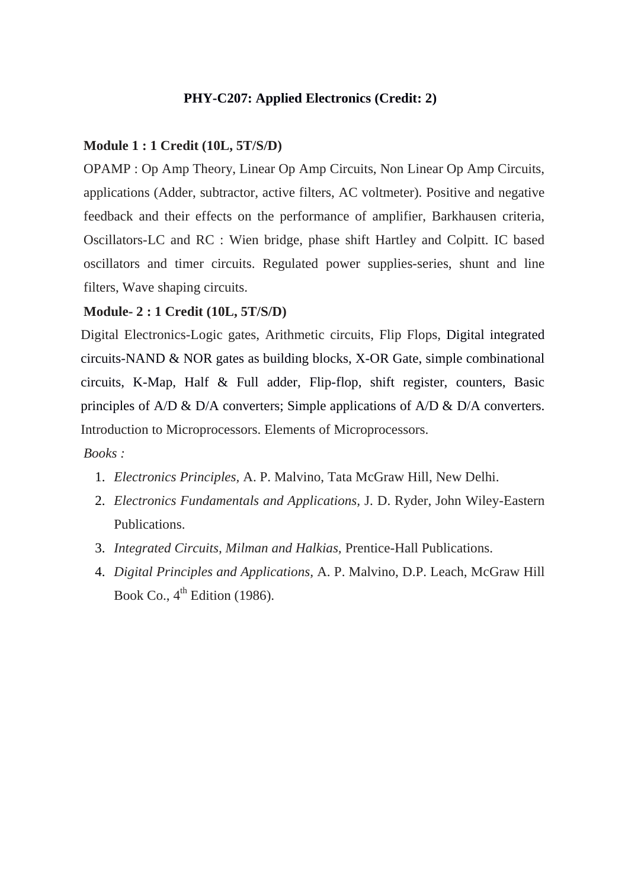## PHY-C207: Applied Electronics (Credit: 2)

**Module 1 : 1 Credit (10L, 5T/S/D)**

OPAMP : Op Amp Theory, Linear Op Amp Circuits, Non Linear Op Amp Circuits, applications (Adder, subtractor, active filters, AC voltmeter). Positive and negative feedback and their effects on the performance of amplifier, Barkhausen criteria, Oscillators-LC and RC : Wien bridge, phase shift Hartley and Colpitt. IC based oscillators and timer circuits. Regulated power supplies-series, shunt and line filters, Wave shaping circuits.

**Module- 2 : 1 Credit (10L, 5T/S/D)**

Digital Electronics-Logic gates, Arithmetic circuits, Flip Flops, Digital integrated circuits-NAND & NOR gates as building blocks, X-OR Gate, simple combinational circuits, K-Map, Half & Full adder, Flip-flop, shift register, counters, Basic principles of A/D & D/A converters; Simple applications of A/D & D/A converters. Introduction to Microprocessors. Elements of Microprocessors.

*Books :*

1. *Electronics Principles,* A. P. Malvino, Tata McGraw Hill, New Delhi.
2. *Electronics Fundamentals and Applications*, J. D. Ryder, John Wiley-Eastern Publications.
3. *Integrated Circuits, Milman and Halkias*, Prentice-Hall Publications.
4. *Digital Principles and Applications,* A. P. Malvino, D.P. Leach, McGraw Hill Book Co., 4th Edition (1986).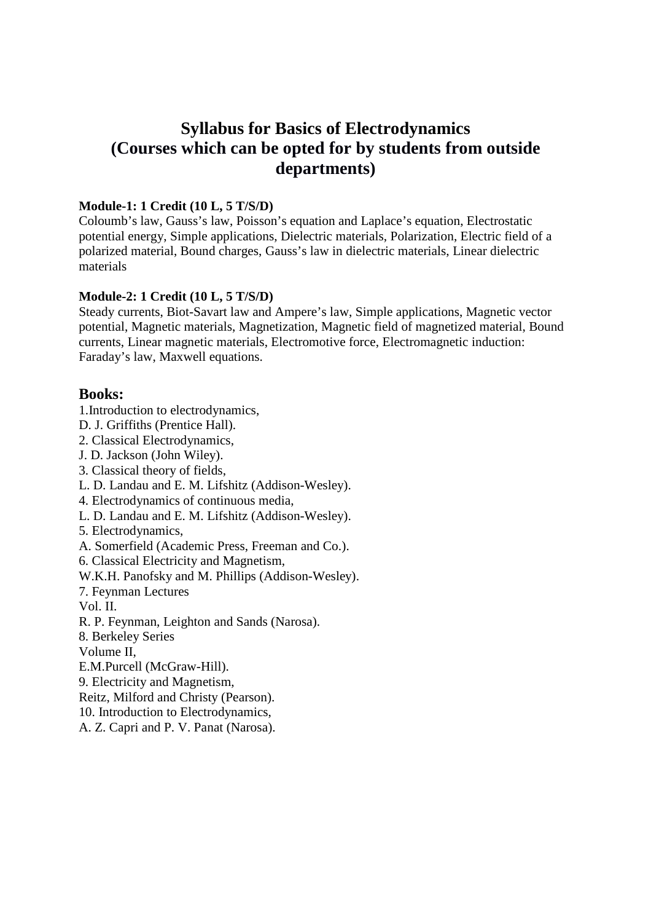# Syllabus for Basics of Electrodynamics
# (Courses which can be opted for by students from outside departments)

**Module-1: 1 Credit (10 L, 5 T/S/D)**

Coloumb's law, Gauss's law, Poisson's equation and Laplace's equation, Electrostatic potential energy, Simple applications, Dielectric materials, Polarization, Electric field of a polarized material, Bound charges, Gauss's law in dielectric materials, Linear dielectric materials

**Module-2: 1 Credit (10 L, 5 T/S/D)**

Steady currents, Biot-Savart law and Ampere's law, Simple applications, Magnetic vector potential, Magnetic materials, Magnetization, Magnetic field of magnetized material, Bound currents, Linear magnetic materials, Electromotive force, Electromagnetic induction: Faraday's law, Maxwell equations.

## Books:

1.Introduction to electrodynamics,
D. J. Griffiths (Prentice Hall).
2. Classical Electrodynamics,
J. D. Jackson (John Wiley).
3. Classical theory of fields,
L. D. Landau and E. M. Lifshitz (Addison-Wesley).
4. Electrodynamics of continuous media,
L. D. Landau and E. M. Lifshitz (Addison-Wesley).
5. Electrodynamics,
A. Somerfield (Academic Press, Freeman and Co.).
6. Classical Electricity and Magnetism,
W.K.H. Panofsky and M. Phillips (Addison-Wesley).
7. Feynman Lectures
Vol. II.
R. P. Feynman, Leighton and Sands (Narosa).
8. Berkeley Series
Volume II,
E.M.Purcell (McGraw-Hill).
9. Electricity and Magnetism,
Reitz, Milford and Christy (Pearson).
10. Introduction to Electrodynamics,
A. Z. Capri and P. V. Panat (Narosa).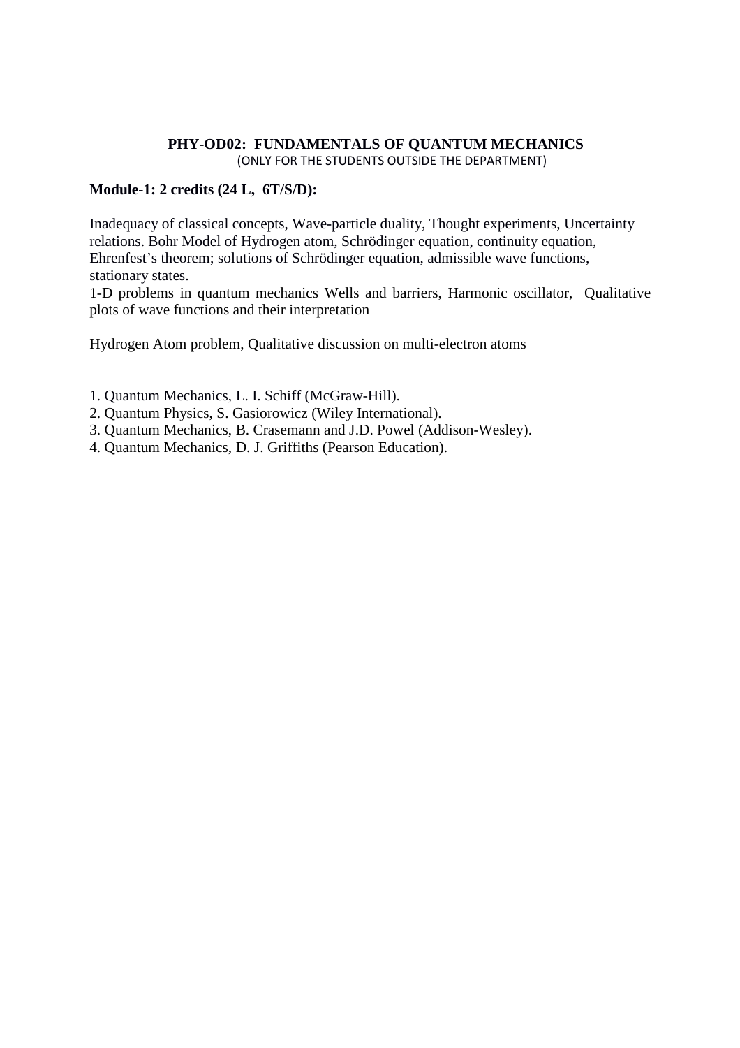## PHY-OD02: FUNDAMENTALS OF QUANTUM MECHANICS

(ONLY FOR THE STUDENTS OUTSIDE THE DEPARTMENT)

**Module-1: 2 credits (24 L, 6T/S/D):**

Inadequacy of classical concepts, Wave-particle duality, Thought experiments, Uncertainty relations. Bohr Model of Hydrogen atom, Schrödinger equation, continuity equation, Ehrenfest's theorem; solutions of Schrödinger equation, admissible wave functions, stationary states.

1-D problems in quantum mechanics Wells and barriers, Harmonic oscillator, Qualitative plots of wave functions and their interpretation

Hydrogen Atom problem, Qualitative discussion on multi-electron atoms

1. Quantum Mechanics, L. I. Schiff (McGraw-Hill).
2. Quantum Physics, S. Gasiorowicz (Wiley International).
3. Quantum Mechanics, B. Crasemann and J.D. Powel (Addison-Wesley).
4. Quantum Mechanics, D. J. Griffiths (Pearson Education).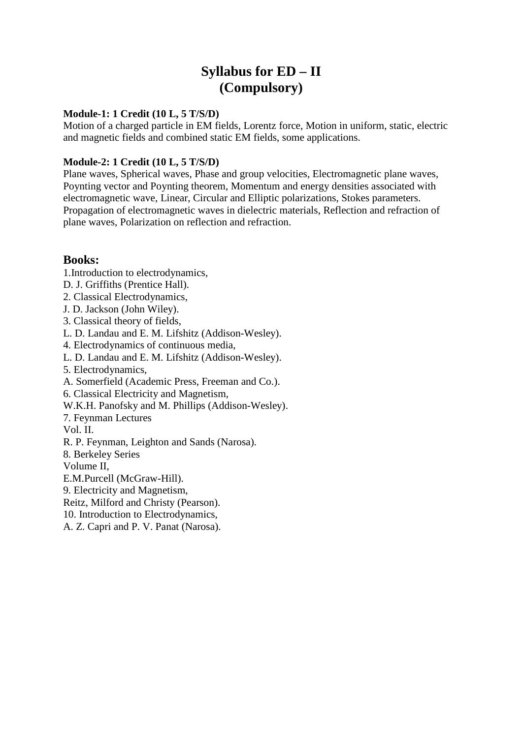# Syllabus for ED – II
# (Compulsory)

**Module-1: 1 Credit (10 L, 5 T/S/D)**
Motion of a charged particle in EM fields, Lorentz force, Motion in uniform, static, electric and magnetic fields and combined static EM fields, some applications.

**Module-2: 1 Credit (10 L, 5 T/S/D)**
Plane waves, Spherical waves, Phase and group velocities, Electromagnetic plane waves, Poynting vector and Poynting theorem, Momentum and energy densities associated with electromagnetic wave, Linear, Circular and Elliptic polarizations, Stokes parameters. Propagation of electromagnetic waves in dielectric materials, Reflection and refraction of plane waves, Polarization on reflection and refraction.

## Books:

1.Introduction to electrodynamics,
D. J. Griffiths (Prentice Hall).
2. Classical Electrodynamics,
J. D. Jackson (John Wiley).
3. Classical theory of fields,
L. D. Landau and E. M. Lifshitz (Addison-Wesley).
4. Electrodynamics of continuous media,
L. D. Landau and E. M. Lifshitz (Addison-Wesley).
5. Electrodynamics,
A. Somerfield (Academic Press, Freeman and Co.).
6. Classical Electricity and Magnetism,
W.K.H. Panofsky and M. Phillips (Addison-Wesley).
7. Feynman Lectures
Vol. II.
R. P. Feynman, Leighton and Sands (Narosa).
8. Berkeley Series
Volume II,
E.M.Purcell (McGraw-Hill).
9. Electricity and Magnetism,
Reitz, Milford and Christy (Pearson).
10. Introduction to Electrodynamics,
A. Z. Capri and P. V. Panat (Narosa).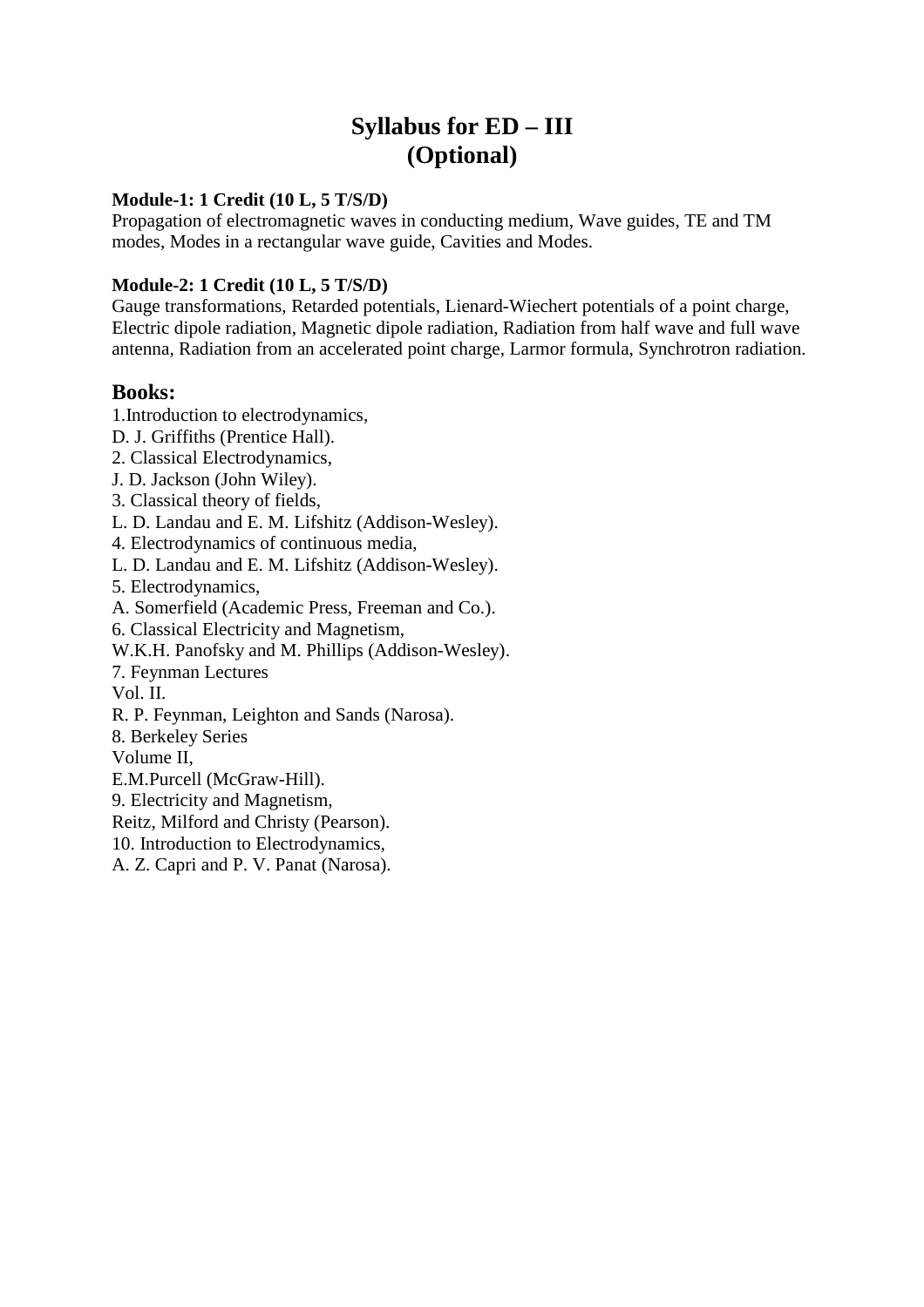# Syllabus for ED – III
# (Optional)

**Module-1: 1 Credit (10 L, 5 T/S/D)**
Propagation of electromagnetic waves in conducting medium, Wave guides, TE and TM modes, Modes in a rectangular wave guide, Cavities and Modes.

**Module-2: 1 Credit (10 L, 5 T/S/D)**
Gauge transformations, Retarded potentials, Lienard-Wiechert potentials of a point charge, Electric dipole radiation, Magnetic dipole radiation, Radiation from half wave and full wave antenna, Radiation from an accelerated point charge, Larmor formula, Synchrotron radiation.

## Books:

1.Introduction to electrodynamics,
D. J. Griffiths (Prentice Hall).
2. Classical Electrodynamics,
J. D. Jackson (John Wiley).
3. Classical theory of fields,
L. D. Landau and E. M. Lifshitz (Addison-Wesley).
4. Electrodynamics of continuous media,
L. D. Landau and E. M. Lifshitz (Addison-Wesley).
5. Electrodynamics,
A. Somerfield (Academic Press, Freeman and Co.).
6. Classical Electricity and Magnetism,
W.K.H. Panofsky and M. Phillips (Addison-Wesley).
7. Feynman Lectures
Vol. II.
R. P. Feynman, Leighton and Sands (Narosa).
8. Berkeley Series
Volume II,
E.M.Purcell (McGraw-Hill).
9. Electricity and Magnetism,
Reitz, Milford and Christy (Pearson).
10. Introduction to Electrodynamics,
A. Z. Capri and P. V. Panat (Narosa).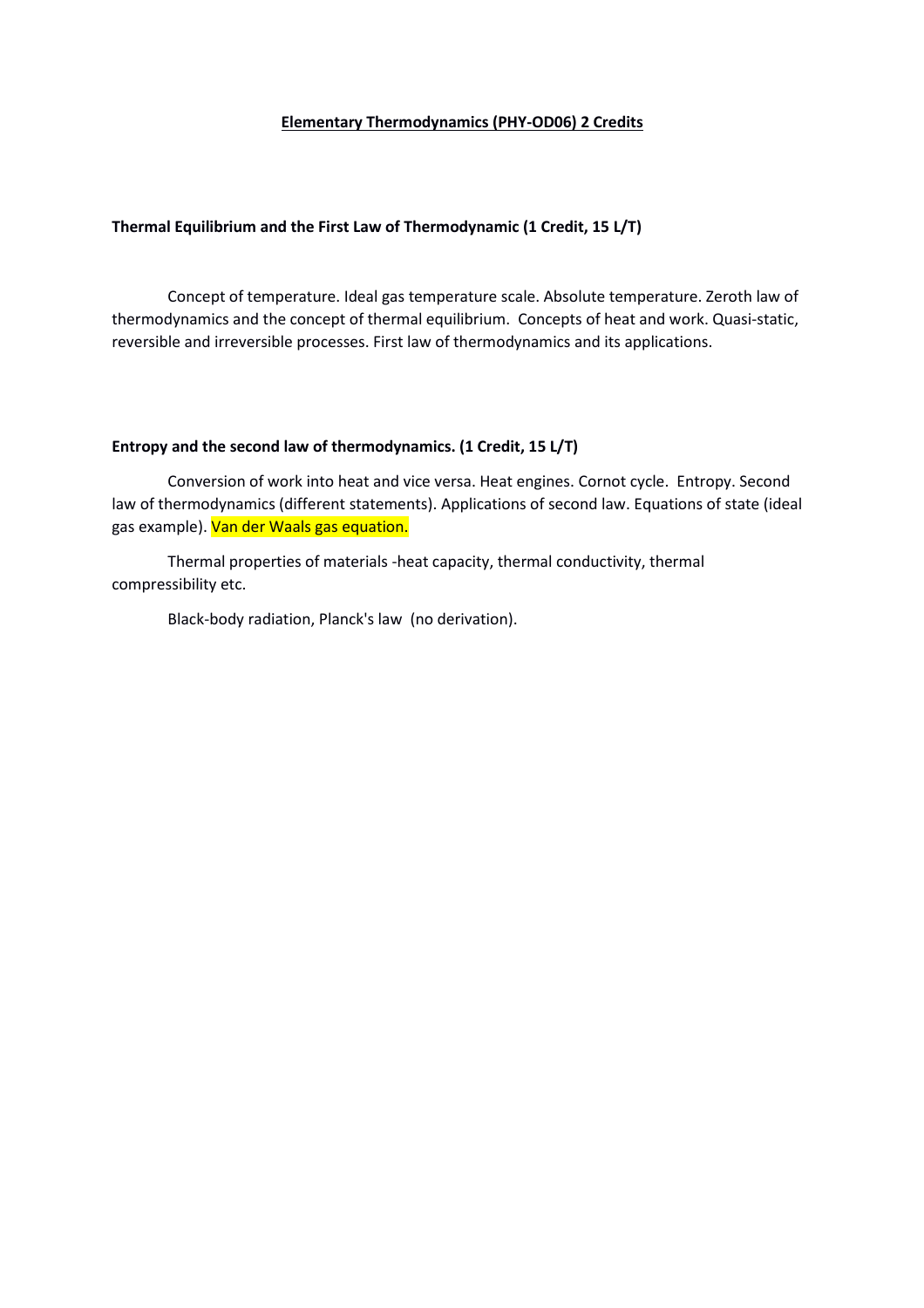# Elementary Thermodynamics (PHY-OD06) 2 Credits

**Thermal Equilibrium and the First Law of Thermodynamic (1 Credit, 15 L/T)**

Concept of temperature. Ideal gas temperature scale. Absolute temperature. Zeroth law of thermodynamics and the concept of thermal equilibrium. Concepts of heat and work. Quasi-static, reversible and irreversible processes. First law of thermodynamics and its applications.

**Entropy and the second law of thermodynamics. (1 Credit, 15 L/T)**

Conversion of work into heat and vice versa. Heat engines. Cornot cycle. Entropy. Second law of thermodynamics (different statements). Applications of second law. Equations of state (ideal gas example). Van der Waals gas equation.

Thermal properties of materials -heat capacity, thermal conductivity, thermal compressibility etc.

Black-body radiation, Planck's law (no derivation).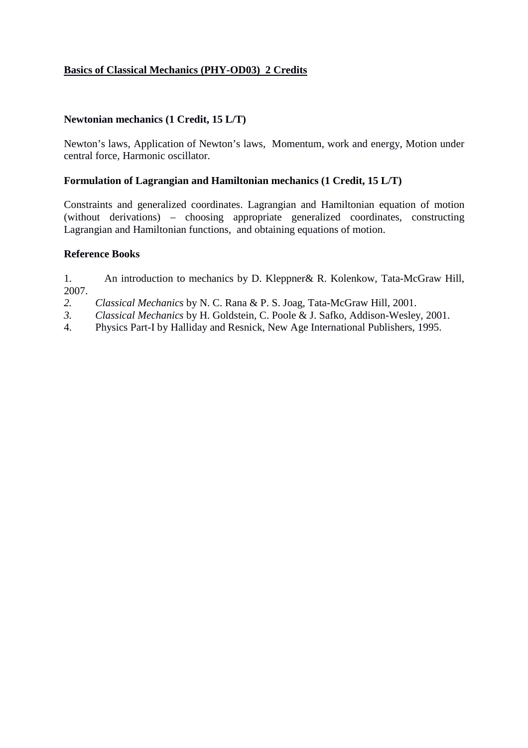**<u>Basics of Classical Mechanics (PHY-OD03) 2 Credits</u>**

**Newtonian mechanics (1 Credit, 15 L/T)**

Newton's laws, Application of Newton's laws, Momentum, work and energy, Motion under central force, Harmonic oscillator.

**Formulation of Lagrangian and Hamiltonian mechanics (1 Credit, 15 L/T)**

Constraints and generalized coordinates. Lagrangian and Hamiltonian equation of motion (without derivations) – choosing appropriate generalized coordinates, constructing Lagrangian and Hamiltonian functions, and obtaining equations of motion.

**Reference Books**

1. An introduction to mechanics by D. Kleppner& R. Kolenkow, Tata-McGraw Hill, 2007.
2. *Classical Mechanics* by N. C. Rana & P. S. Joag, Tata-McGraw Hill, 2001.
3. *Classical Mechanics* by H. Goldstein, C. Poole & J. Safko, Addison-Wesley, 2001.
4. Physics Part-I by Halliday and Resnick, New Age International Publishers, 1995.